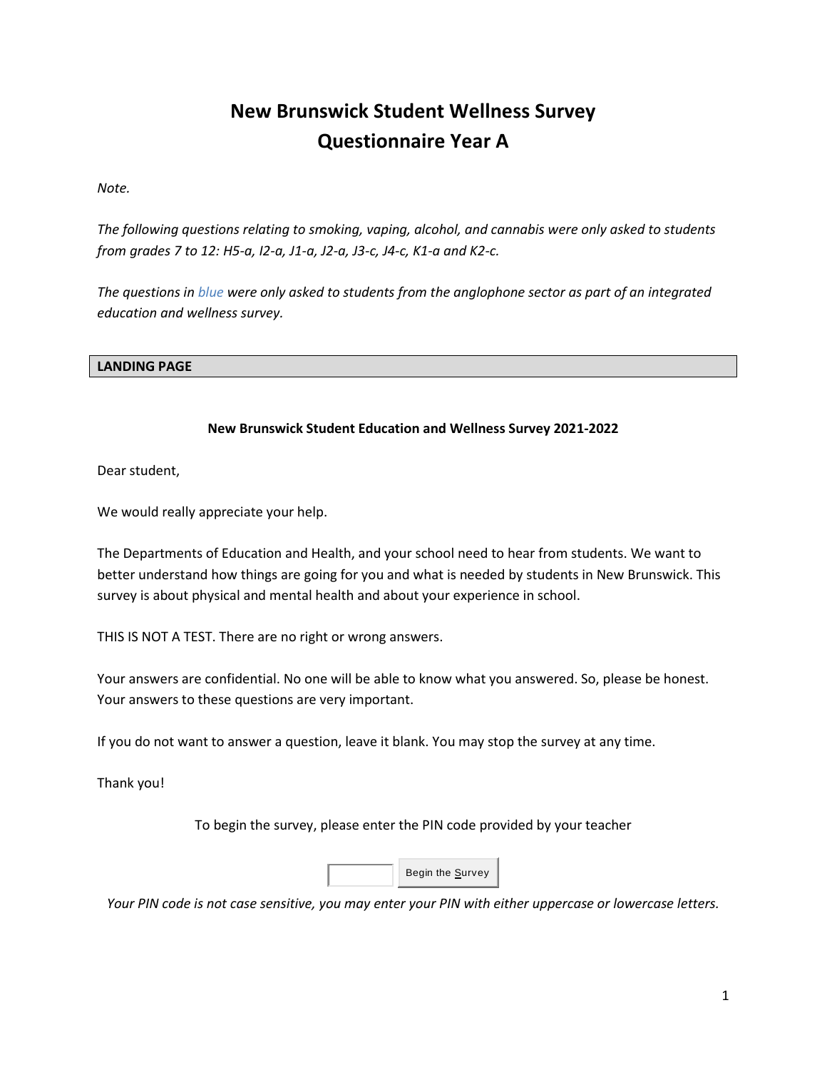# New Brunswick Student Wellness Survey
# Questionnaire Year A

*Note.*

*The following questions relating to smoking, vaping, alcohol, and cannabis were only asked to students from grades 7 to 12: H5-a, I2-a, J1-a, J2-a, J3-c, J4-c, K1-a and K2-c.*

*The questions in blue were only asked to students from the anglophone sector as part of an integrated education and wellness survey.*

## LANDING PAGE

**New Brunswick Student Education and Wellness Survey 2021-2022**

Dear student,

We would really appreciate your help.

The Departments of Education and Health, and your school need to hear from students. We want to better understand how things are going for you and what is needed by students in New Brunswick. This survey is about physical and mental health and about your experience in school.

THIS IS NOT A TEST. There are no right or wrong answers.

Your answers are confidential. No one will be able to know what you answered. So, please be honest. Your answers to these questions are very important.

If you do not want to answer a question, leave it blank. You may stop the survey at any time.

Thank you!

To begin the survey, please enter the PIN code provided by your teacher

[ ] Begin the Survey

*Your PIN code is not case sensitive, you may enter your PIN with either uppercase or lowercase letters.*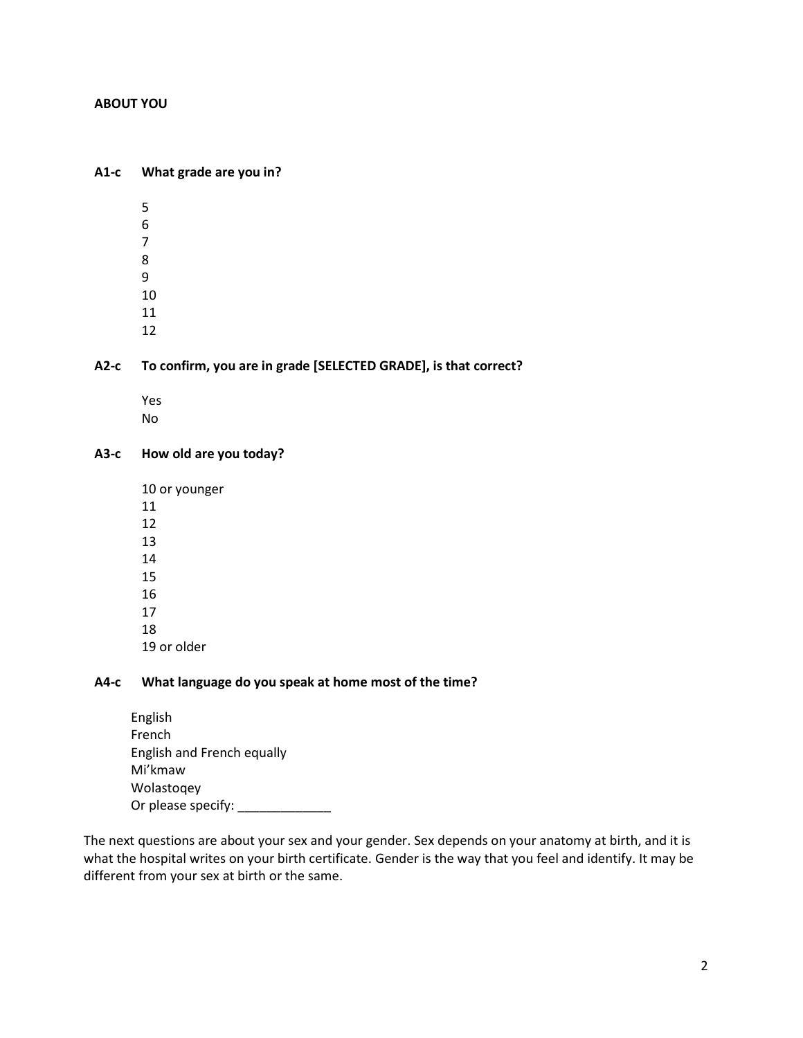## ABOUT YOU

**A1-c What grade are you in?**

5
6
7
8
9
10
11
12

**A2-c To confirm, you are in grade [SELECTED GRADE], is that correct?**

Yes
No

**A3-c How old are you today?**

10 or younger
11
12
13
14
15
16
17
18
19 or older

**A4-c What language do you speak at home most of the time?**

English
French
English and French equally
Mi'kmaw
Wolastoqey
Or please specify: _____________

The next questions are about your sex and your gender. Sex depends on your anatomy at birth, and it is what the hospital writes on your birth certificate. Gender is the way that you feel and identify. It may be different from your sex at birth or the same.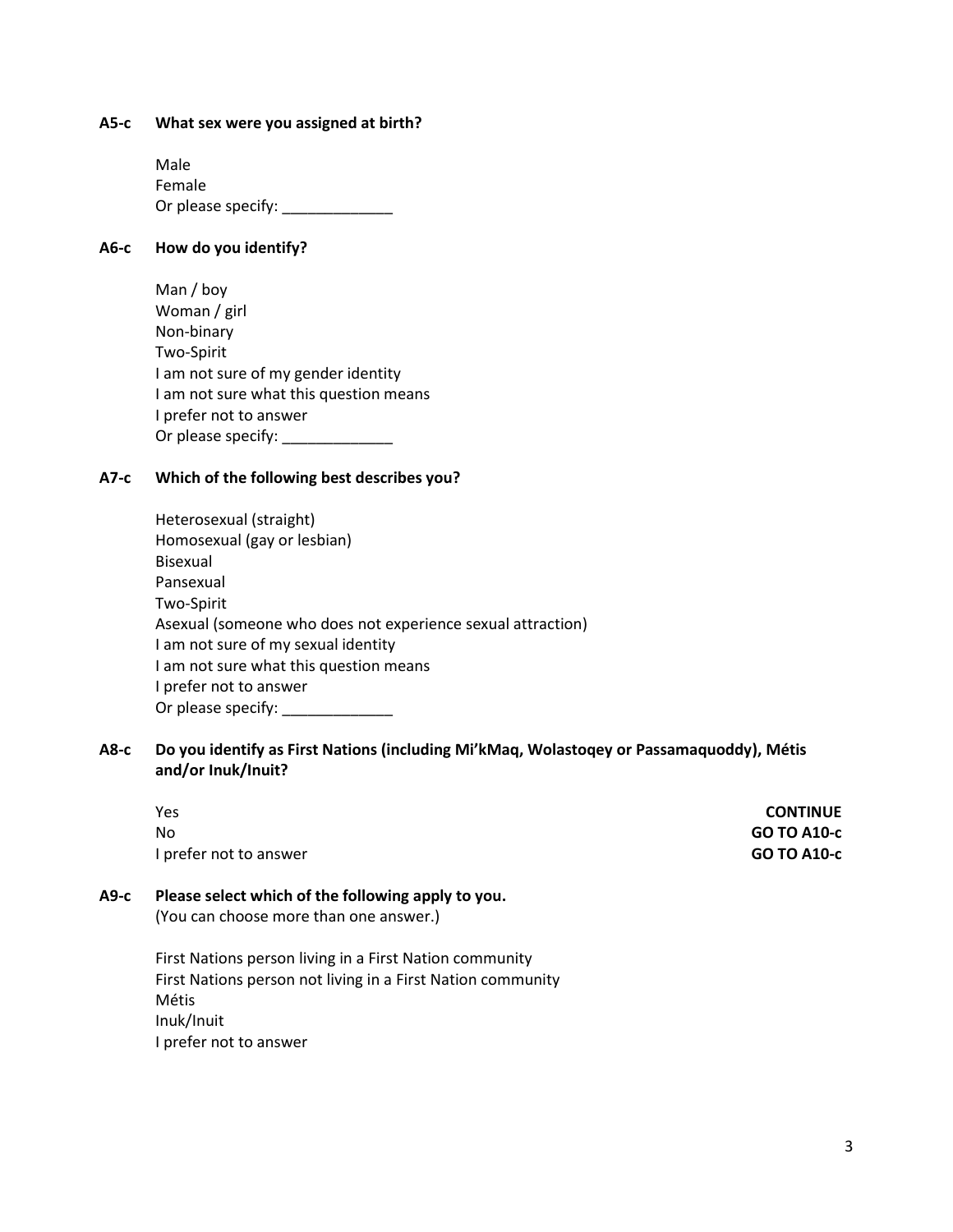**A5-c What sex were you assigned at birth?**

Male
Female
Or please specify: _____________

**A6-c How do you identify?**

Man / boy
Woman / girl
Non-binary
Two-Spirit
I am not sure of my gender identity
I am not sure what this question means
I prefer not to answer
Or please specify: _____________

**A7-c Which of the following best describes you?**

Heterosexual (straight)
Homosexual (gay or lesbian)
Bisexual
Pansexual
Two-Spirit
Asexual (someone who does not experience sexual attraction)
I am not sure of my sexual identity
I am not sure what this question means
I prefer not to answer
Or please specify: _____________

**A8-c Do you identify as First Nations (including Mi'kMaq, Wolastoqey or Passamaquoddy), Métis and/or Inuk/Inuit?**

| | |
|---|---|
| Yes | **CONTINUE** |
| No | **GO TO A10-c** |
| I prefer not to answer | **GO TO A10-c** |

**A9-c Please select which of the following apply to you.**
(You can choose more than one answer.)

First Nations person living in a First Nation community
First Nations person not living in a First Nation community
Métis
Inuk/Inuit
I prefer not to answer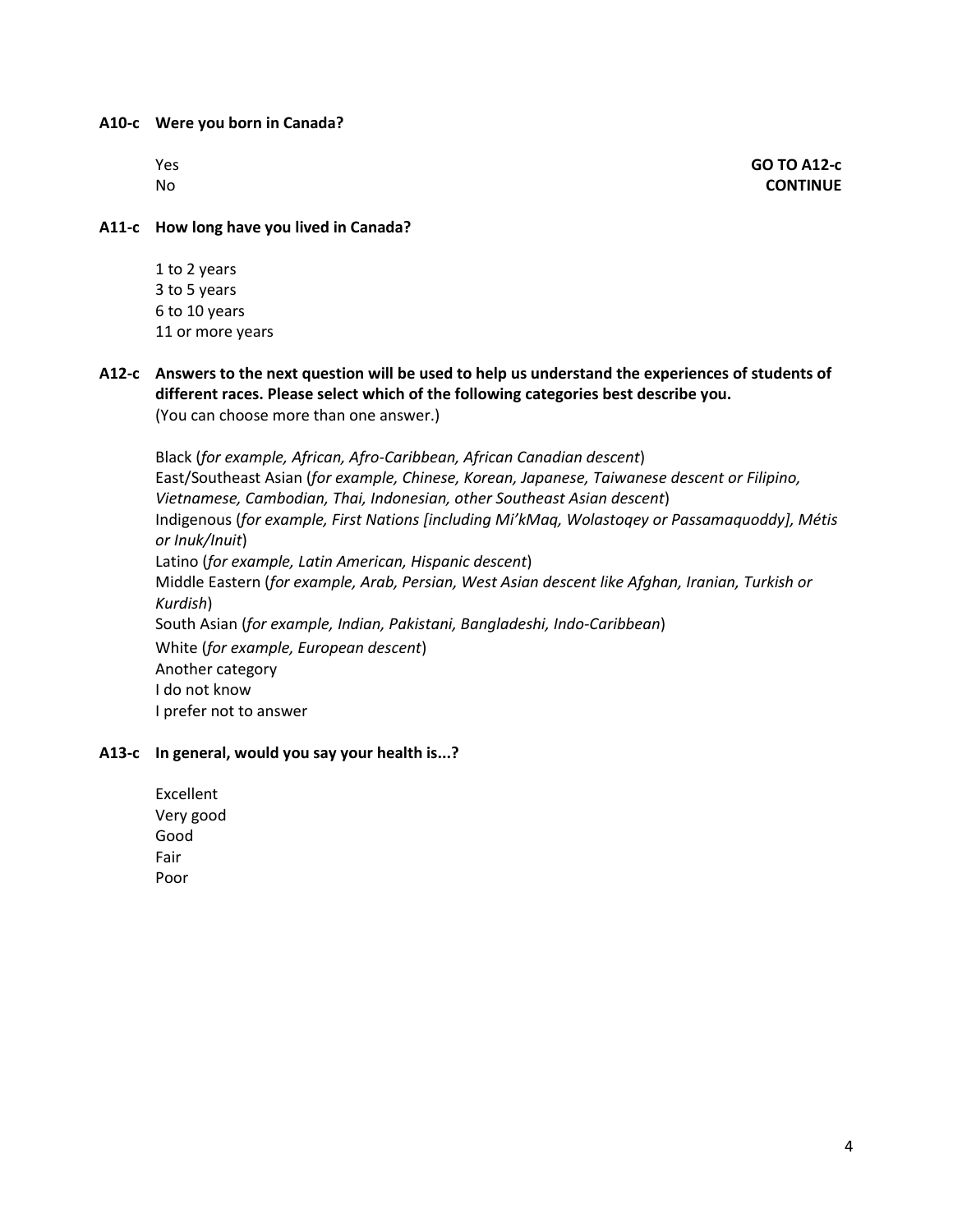**A10-c Were you born in Canada?**

Yes **GO TO A12-c**
No **CONTINUE**

**A11-c How long have you lived in Canada?**

1 to 2 years
3 to 5 years
6 to 10 years
11 or more years

**A12-c Answers to the next question will be used to help us understand the experiences of students of different races. Please select which of the following categories best describe you.**
(You can choose more than one answer.)

Black (*for example, African, Afro-Caribbean, African Canadian descent*)
East/Southeast Asian (*for example, Chinese, Korean, Japanese, Taiwanese descent or Filipino, Vietnamese, Cambodian, Thai, Indonesian, other Southeast Asian descent*)
Indigenous (*for example, First Nations [including Mi'kMaq, Wolastoqey or Passamaquoddy], Métis or Inuk/Inuit*)
Latino (*for example, Latin American, Hispanic descent*)
Middle Eastern (*for example, Arab, Persian, West Asian descent like Afghan, Iranian, Turkish or Kurdish*)
South Asian (*for example, Indian, Pakistani, Bangladeshi, Indo-Caribbean*)
White (*for example, European descent*)
Another category
I do not know
I prefer not to answer

**A13-c In general, would you say your health is...?**

Excellent
Very good
Good
Fair
Poor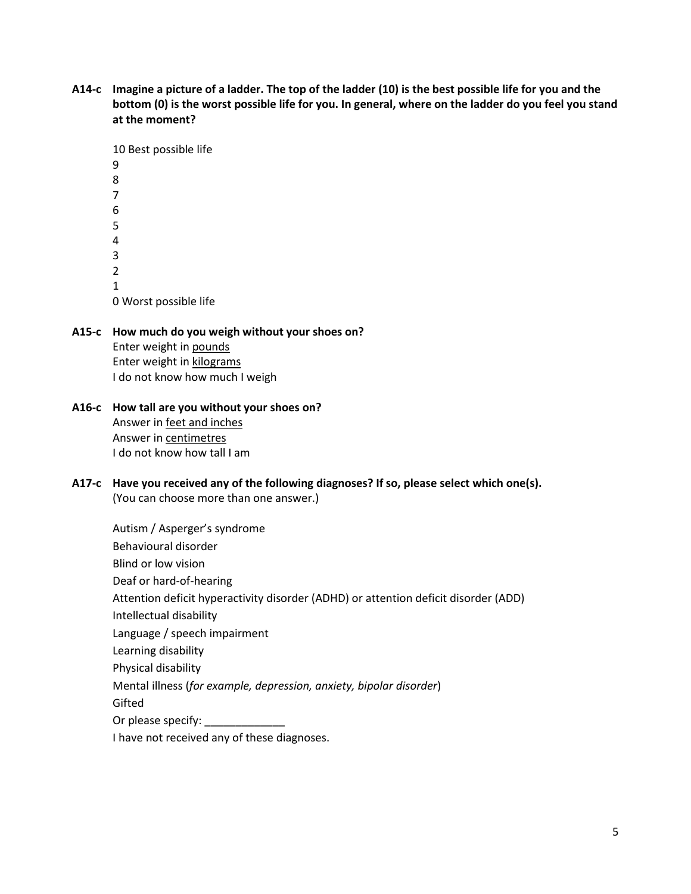**A14-c Imagine a picture of a ladder. The top of the ladder (10) is the best possible life for you and the bottom (0) is the worst possible life for you. In general, where on the ladder do you feel you stand at the moment?**

10 Best possible life
9
8
7
6
5
4
3
2
1
0 Worst possible life

**A15-c How much do you weigh without your shoes on?**

Enter weight in <u>pounds</u>
Enter weight in <u>kilograms</u>
I do not know how much I weigh

**A16-c How tall are you without your shoes on?**

Answer in <u>feet and inches</u>
Answer in <u>centimetres</u>
I do not know how tall I am

**A17-c Have you received any of the following diagnoses? If so, please select which one(s).**
(You can choose more than one answer.)

Autism / Asperger's syndrome
Behavioural disorder
Blind or low vision
Deaf or hard-of-hearing
Attention deficit hyperactivity disorder (ADHD) or attention deficit disorder (ADD)
Intellectual disability
Language / speech impairment
Learning disability
Physical disability
Mental illness (*for example, depression, anxiety, bipolar disorder*)
Gifted
Or please specify: _____________
I have not received any of these diagnoses.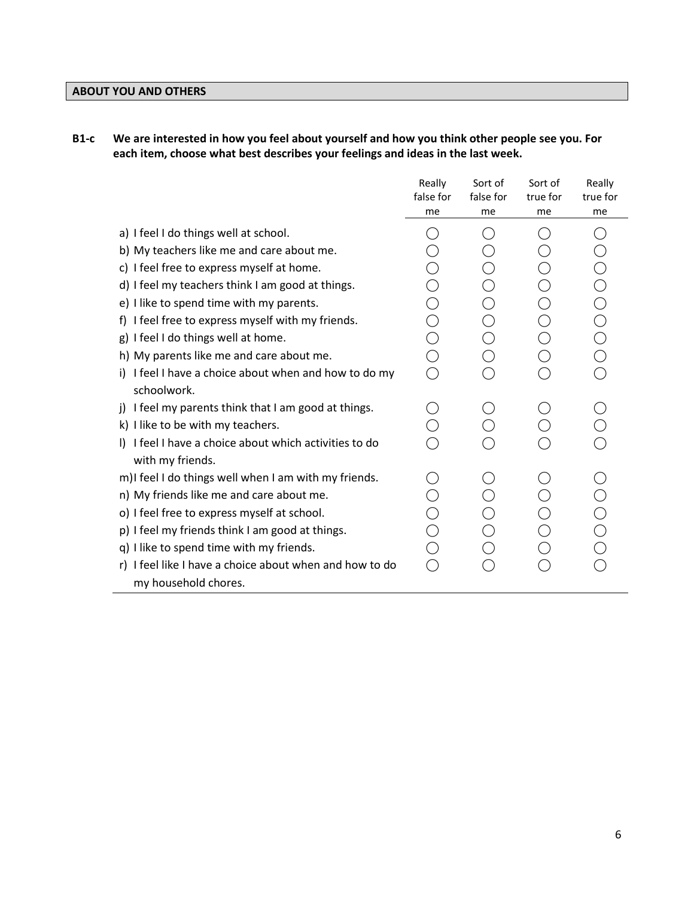## ABOUT YOU AND OTHERS

**B1-c We are interested in how you feel about yourself and how you think other people see you. For each item, choose what best describes your feelings and ideas in the last week.**

| | Really false for me | Sort of false for me | Sort of true for me | Really true for me |
|---|---|---|---|---|
| a) I feel I do things well at school. | ◯ | ◯ | ◯ | ◯ |
| b) My teachers like me and care about me. | ◯ | ◯ | ◯ | ◯ |
| c) I feel free to express myself at home. | ◯ | ◯ | ◯ | ◯ |
| d) I feel my teachers think I am good at things. | ◯ | ◯ | ◯ | ◯ |
| e) I like to spend time with my parents. | ◯ | ◯ | ◯ | ◯ |
| f) I feel free to express myself with my friends. | ◯ | ◯ | ◯ | ◯ |
| g) I feel I do things well at home. | ◯ | ◯ | ◯ | ◯ |
| h) My parents like me and care about me. | ◯ | ◯ | ◯ | ◯ |
| i) I feel I have a choice about when and how to do my schoolwork. | ◯ | ◯ | ◯ | ◯ |
| j) I feel my parents think that I am good at things. | ◯ | ◯ | ◯ | ◯ |
| k) I like to be with my teachers. | ◯ | ◯ | ◯ | ◯ |
| l) I feel I have a choice about which activities to do with my friends. | ◯ | ◯ | ◯ | ◯ |
| m) I feel I do things well when I am with my friends. | ◯ | ◯ | ◯ | ◯ |
| n) My friends like me and care about me. | ◯ | ◯ | ◯ | ◯ |
| o) I feel free to express myself at school. | ◯ | ◯ | ◯ | ◯ |
| p) I feel my friends think I am good at things. | ◯ | ◯ | ◯ | ◯ |
| q) I like to spend time with my friends. | ◯ | ◯ | ◯ | ◯ |
| r) I feel like I have a choice about when and how to do my household chores. | ◯ | ◯ | ◯ | ◯ |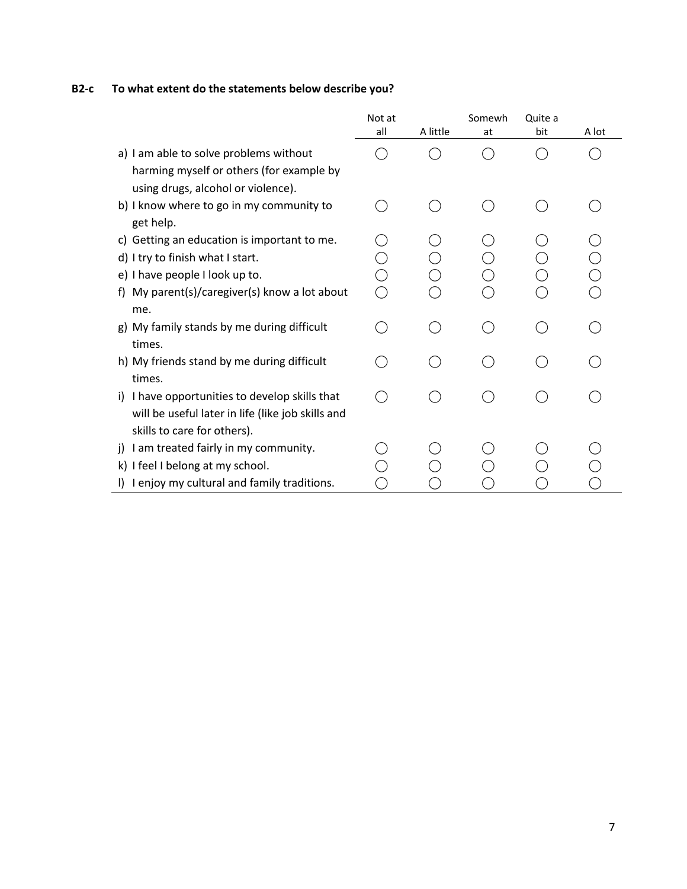**B2-c To what extent do the statements below describe you?**

| | Not at all | A little | Somewhat | Quite a bit | A lot |
|---|---|---|---|---|---|
| a) I am able to solve problems without harming myself or others (for example by using drugs, alcohol or violence). | ◯ | ◯ | ◯ | ◯ | ◯ |
| b) I know where to go in my community to get help. | ◯ | ◯ | ◯ | ◯ | ◯ |
| c) Getting an education is important to me. | ◯ | ◯ | ◯ | ◯ | ◯ |
| d) I try to finish what I start. | ◯ | ◯ | ◯ | ◯ | ◯ |
| e) I have people I look up to. | ◯ | ◯ | ◯ | ◯ | ◯ |
| f) My parent(s)/caregiver(s) know a lot about me. | ◯ | ◯ | ◯ | ◯ | ◯ |
| g) My family stands by me during difficult times. | ◯ | ◯ | ◯ | ◯ | ◯ |
| h) My friends stand by me during difficult times. | ◯ | ◯ | ◯ | ◯ | ◯ |
| i) I have opportunities to develop skills that will be useful later in life (like job skills and skills to care for others). | ◯ | ◯ | ◯ | ◯ | ◯ |
| j) I am treated fairly in my community. | ◯ | ◯ | ◯ | ◯ | ◯ |
| k) I feel I belong at my school. | ◯ | ◯ | ◯ | ◯ | ◯ |
| l) I enjoy my cultural and family traditions. | ◯ | ◯ | ◯ | ◯ | ◯ |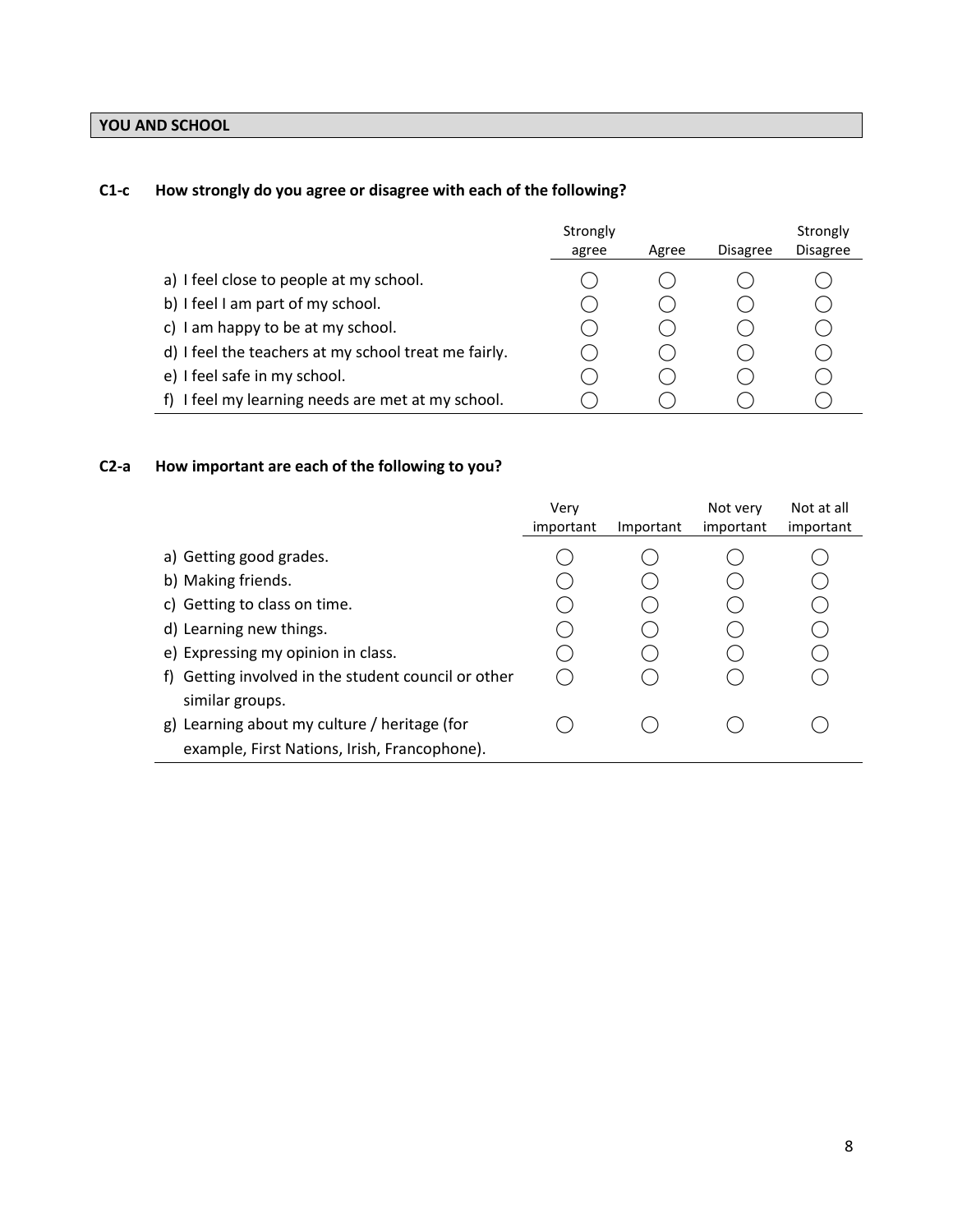## YOU AND SCHOOL

### C1-c How strongly do you agree or disagree with each of the following?

| | Strongly agree | Agree | Disagree | Strongly Disagree |
|---|---|---|---|---|
| a) I feel close to people at my school. | ◯ | ◯ | ◯ | ◯ |
| b) I feel I am part of my school. | ◯ | ◯ | ◯ | ◯ |
| c) I am happy to be at my school. | ◯ | ◯ | ◯ | ◯ |
| d) I feel the teachers at my school treat me fairly. | ◯ | ◯ | ◯ | ◯ |
| e) I feel safe in my school. | ◯ | ◯ | ◯ | ◯ |
| f) I feel my learning needs are met at my school. | ◯ | ◯ | ◯ | ◯ |

### C2-a How important are each of the following to you?

| | Very important | Important | Not very important | Not at all important |
|---|---|---|---|---|
| a) Getting good grades. | ◯ | ◯ | ◯ | ◯ |
| b) Making friends. | ◯ | ◯ | ◯ | ◯ |
| c) Getting to class on time. | ◯ | ◯ | ◯ | ◯ |
| d) Learning new things. | ◯ | ◯ | ◯ | ◯ |
| e) Expressing my opinion in class. | ◯ | ◯ | ◯ | ◯ |
| f) Getting involved in the student council or other similar groups. | ◯ | ◯ | ◯ | ◯ |
| g) Learning about my culture / heritage (for example, First Nations, Irish, Francophone). | ◯ | ◯ | ◯ | ◯ |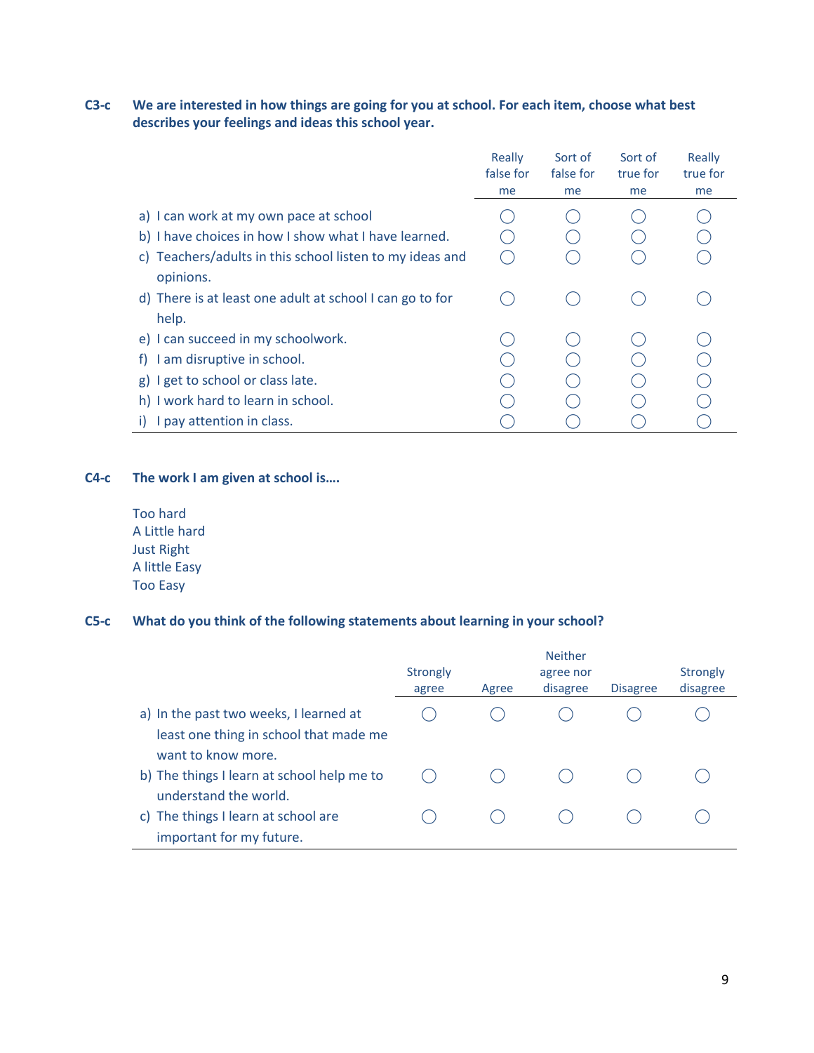**C3-c** **We are interested in how things are going for you at school. For each item, choose what best describes your feelings and ideas this school year.**

| | Really false for me | Sort of false for me | Sort of true for me | Really true for me |
|---|---|---|---|---|
| a) I can work at my own pace at school | ◯ | ◯ | ◯ | ◯ |
| b) I have choices in how I show what I have learned. | ◯ | ◯ | ◯ | ◯ |
| c) Teachers/adults in this school listen to my ideas and opinions. | ◯ | ◯ | ◯ | ◯ |
| d) There is at least one adult at school I can go to for help. | ◯ | ◯ | ◯ | ◯ |
| e) I can succeed in my schoolwork. | ◯ | ◯ | ◯ | ◯ |
| f) I am disruptive in school. | ◯ | ◯ | ◯ | ◯ |
| g) I get to school or class late. | ◯ | ◯ | ◯ | ◯ |
| h) I work hard to learn in school. | ◯ | ◯ | ◯ | ◯ |
| i) I pay attention in class. | ◯ | ◯ | ◯ | ◯ |

**C4-c** **The work I am given at school is….**

Too hard
A Little hard
Just Right
A little Easy
Too Easy

**C5-c** **What do you think of the following statements about learning in your school?**

| | Strongly agree | Agree | Neither agree nor disagree | Disagree | Strongly disagree |
|---|---|---|---|---|---|
| a) In the past two weeks, I learned at least one thing in school that made me want to know more. | ◯ | ◯ | ◯ | ◯ | ◯ |
| b) The things I learn at school help me to understand the world. | ◯ | ◯ | ◯ | ◯ | ◯ |
| c) The things I learn at school are important for my future. | ◯ | ◯ | ◯ | ◯ | ◯ |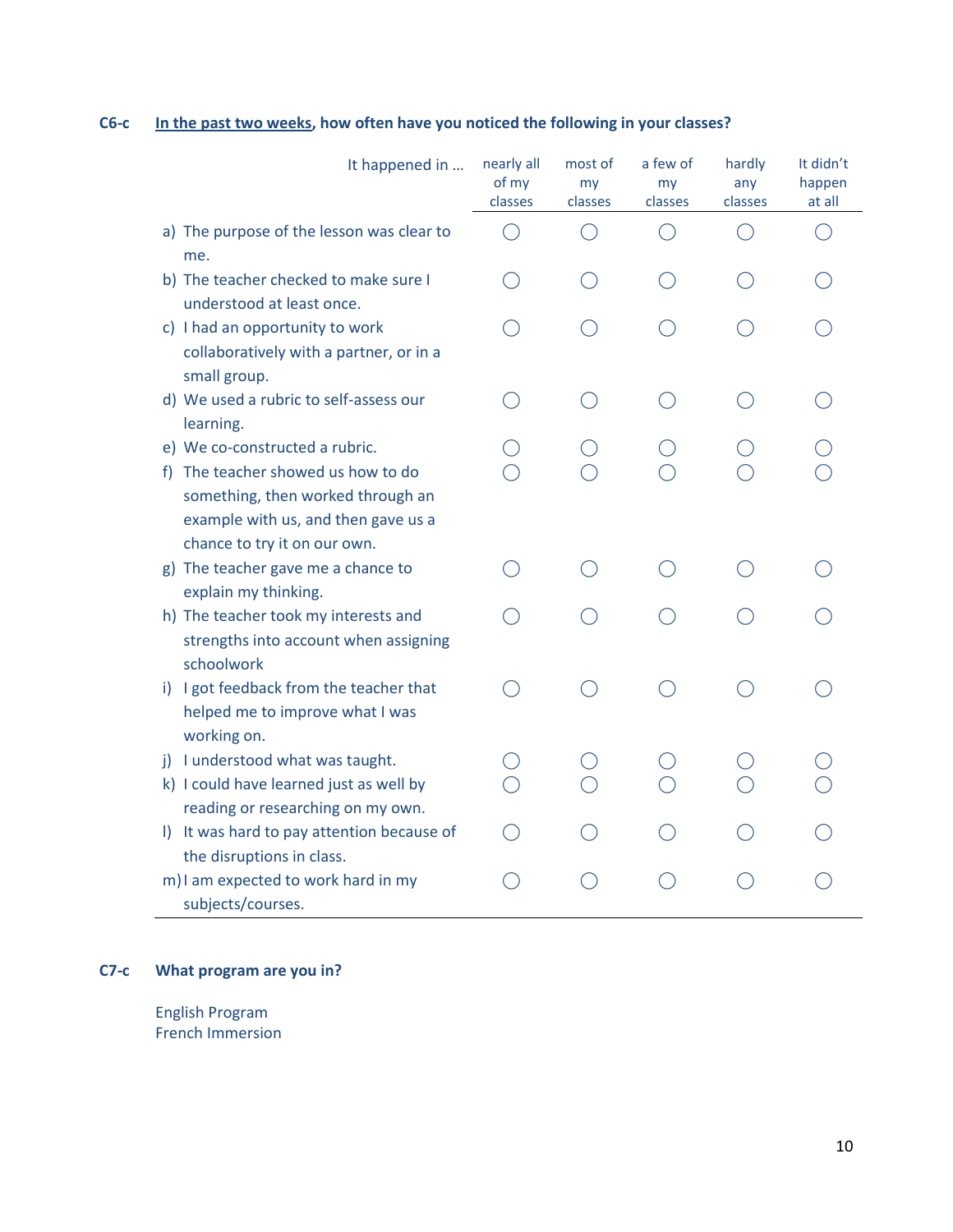**C6-c** **<u>In the past two weeks</u>, how often have you noticed the following in your classes?**

| It happened in … | nearly all of my classes | most of my classes | a few of my classes | hardly any classes | It didn't happen at all |
|---|---|---|---|---|---|
| a) The purpose of the lesson was clear to me. | ◯ | ◯ | ◯ | ◯ | ◯ |
| b) The teacher checked to make sure I understood at least once. | ◯ | ◯ | ◯ | ◯ | ◯ |
| c) I had an opportunity to work collaboratively with a partner, or in a small group. | ◯ | ◯ | ◯ | ◯ | ◯ |
| d) We used a rubric to self-assess our learning. | ◯ | ◯ | ◯ | ◯ | ◯ |
| e) We co-constructed a rubric. | ◯ | ◯ | ◯ | ◯ | ◯ |
| f) The teacher showed us how to do something, then worked through an example with us, and then gave us a chance to try it on our own. | ◯ | ◯ | ◯ | ◯ | ◯ |
| g) The teacher gave me a chance to explain my thinking. | ◯ | ◯ | ◯ | ◯ | ◯ |
| h) The teacher took my interests and strengths into account when assigning schoolwork | ◯ | ◯ | ◯ | ◯ | ◯ |
| i) I got feedback from the teacher that helped me to improve what I was working on. | ◯ | ◯ | ◯ | ◯ | ◯ |
| j) I understood what was taught. | ◯ | ◯ | ◯ | ◯ | ◯ |
| k) I could have learned just as well by reading or researching on my own. | ◯ | ◯ | ◯ | ◯ | ◯ |
| l) It was hard to pay attention because of the disruptions in class. | ◯ | ◯ | ◯ | ◯ | ◯ |
| m) I am expected to work hard in my subjects/courses. | ◯ | ◯ | ◯ | ◯ | ◯ |

**C7-c** **What program are you in?**

English Program
French Immersion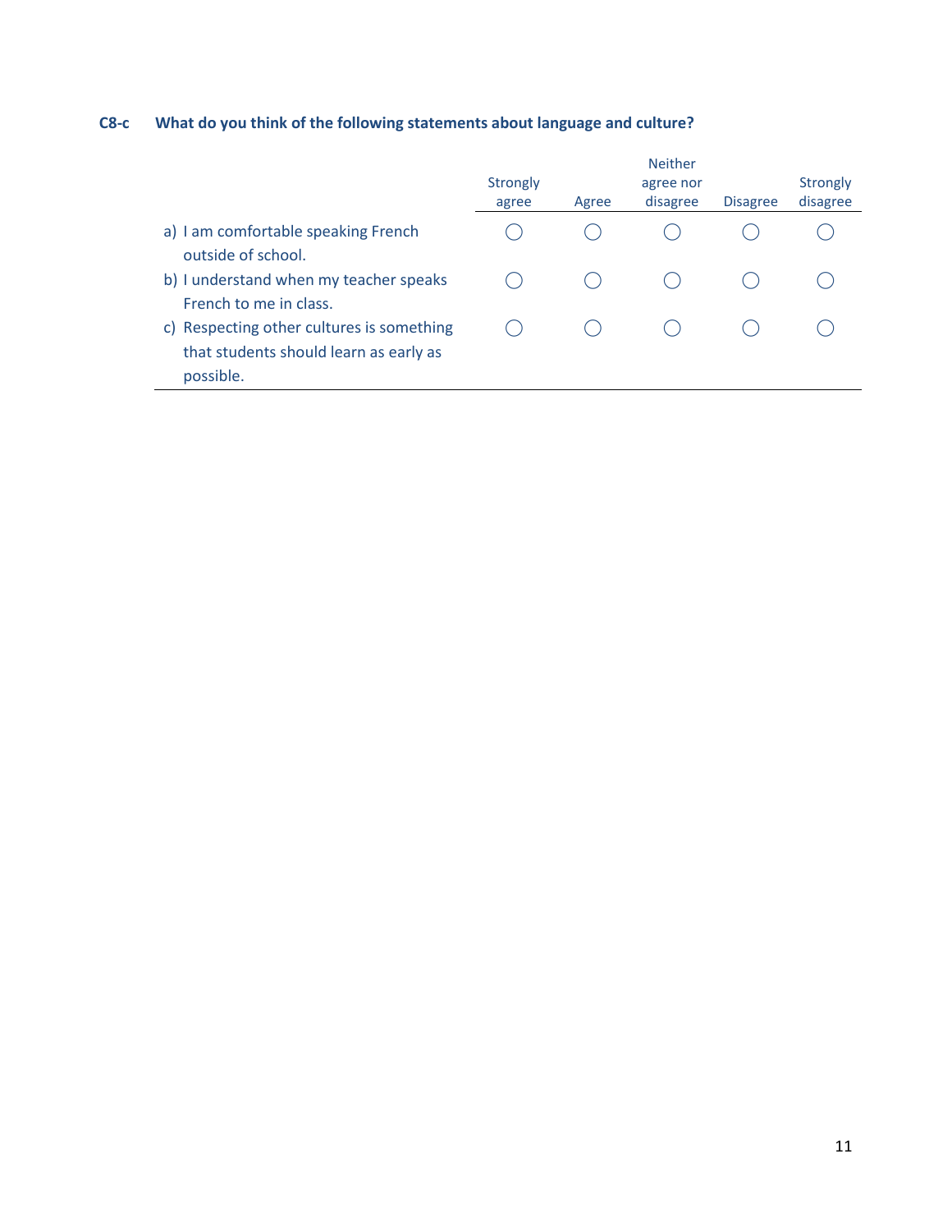**C8-c What do you think of the following statements about language and culture?**

| | Strongly agree | Agree | Neither agree nor disagree | Disagree | Strongly disagree |
|---|---|---|---|---|---|
| a) I am comfortable speaking French outside of school. | ◯ | ◯ | ◯ | ◯ | ◯ |
| b) I understand when my teacher speaks French to me in class. | ◯ | ◯ | ◯ | ◯ | ◯ |
| c) Respecting other cultures is something that students should learn as early as possible. | ◯ | ◯ | ◯ | ◯ | ◯ |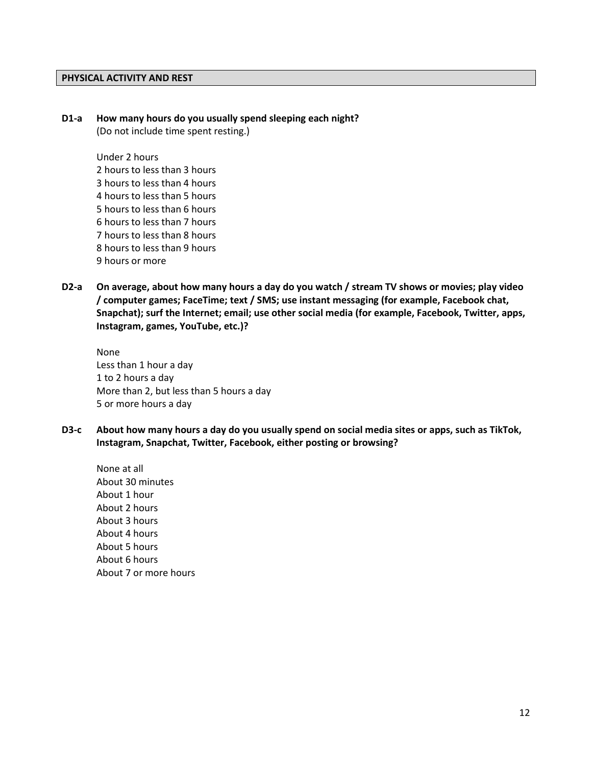## PHYSICAL ACTIVITY AND REST

**D1-a How many hours do you usually spend sleeping each night?**
(Do not include time spent resting.)

Under 2 hours
2 hours to less than 3 hours
3 hours to less than 4 hours
4 hours to less than 5 hours
5 hours to less than 6 hours
6 hours to less than 7 hours
7 hours to less than 8 hours
8 hours to less than 9 hours
9 hours or more

**D2-a On average, about how many hours a day do you watch / stream TV shows or movies; play video / computer games; FaceTime; text / SMS; use instant messaging (for example, Facebook chat, Snapchat); surf the Internet; email; use other social media (for example, Facebook, Twitter, apps, Instagram, games, YouTube, etc.)?**

None
Less than 1 hour a day
1 to 2 hours a day
More than 2, but less than 5 hours a day
5 or more hours a day

**D3-c About how many hours a day do you usually spend on social media sites or apps, such as TikTok, Instagram, Snapchat, Twitter, Facebook, either posting or browsing?**

None at all
About 30 minutes
About 1 hour
About 2 hours
About 3 hours
About 4 hours
About 5 hours
About 6 hours
About 7 or more hours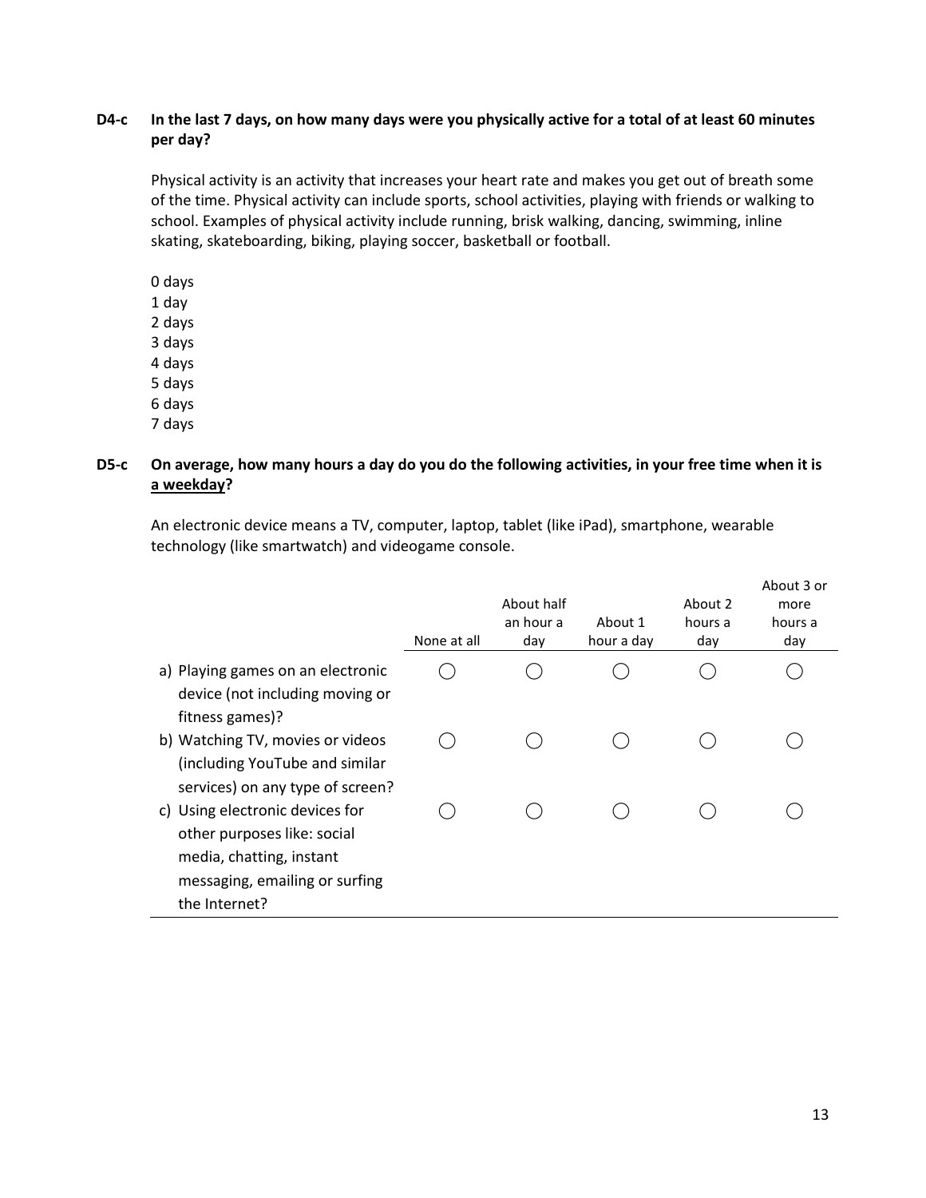**D4-c In the last 7 days, on how many days were you physically active for a total of at least 60 minutes per day?**

Physical activity is an activity that increases your heart rate and makes you get out of breath some of the time. Physical activity can include sports, school activities, playing with friends or walking to school. Examples of physical activity include running, brisk walking, dancing, swimming, inline skating, skateboarding, biking, playing soccer, basketball or football.

0 days
1 day
2 days
3 days
4 days
5 days
6 days
7 days

**D5-c On average, how many hours a day do you do the following activities, in your free time when it is <u>a weekday</u>?**

An electronic device means a TV, computer, laptop, tablet (like iPad), smartphone, wearable technology (like smartwatch) and videogame console.

| | None at all | About half an hour a day | About 1 hour a day | About 2 hours a day | About 3 or more hours a day |
|---|---|---|---|---|---|
| a) Playing games on an electronic device (not including moving or fitness games)? | ◯ | ◯ | ◯ | ◯ | ◯ |
| b) Watching TV, movies or videos (including YouTube and similar services) on any type of screen? | ◯ | ◯ | ◯ | ◯ | ◯ |
| c) Using electronic devices for other purposes like: social media, chatting, instant messaging, emailing or surfing the Internet? | ◯ | ◯ | ◯ | ◯ | ◯ |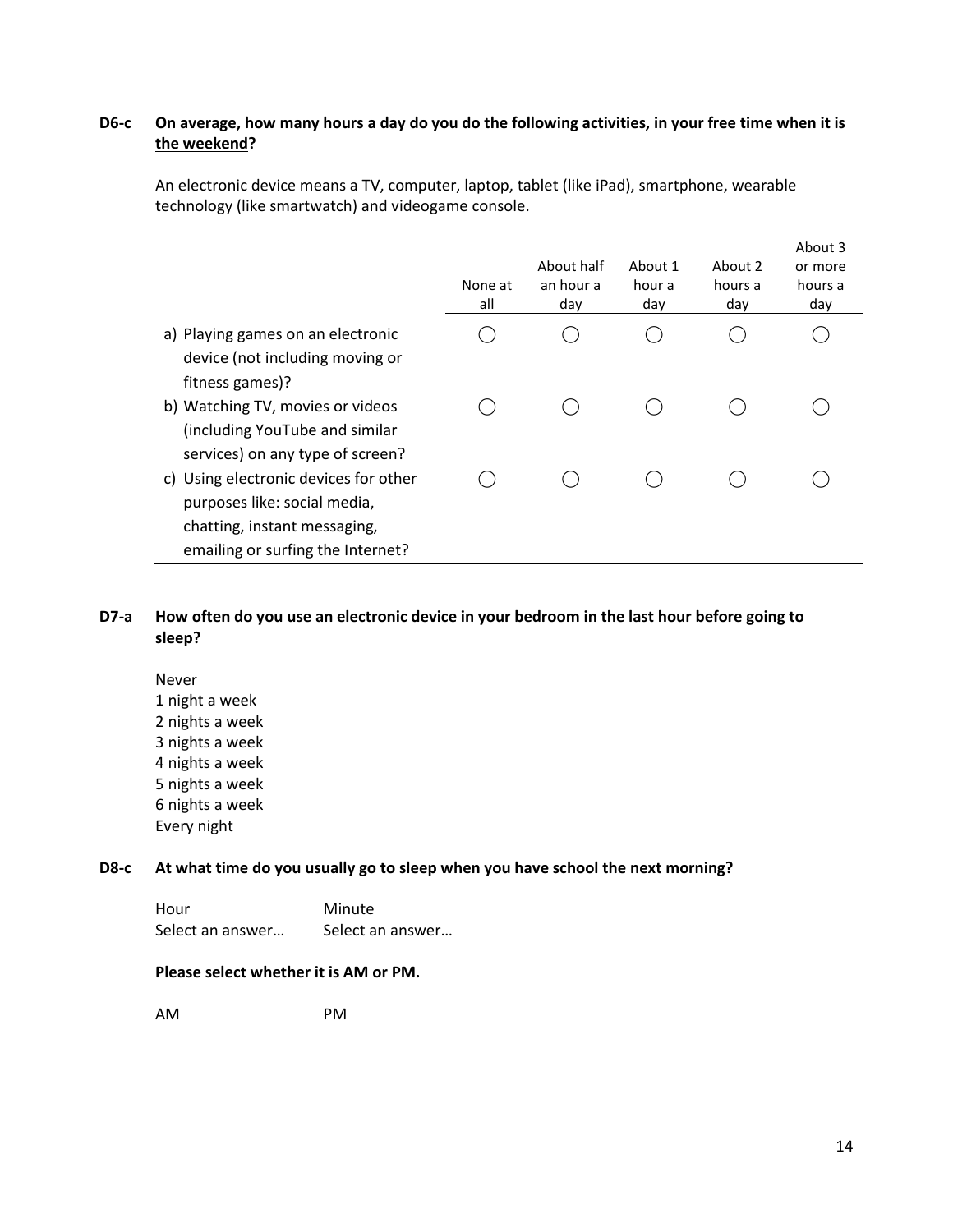**D6-c On average, how many hours a day do you do the following activities, in your free time when it is <u>the weekend</u>?**

An electronic device means a TV, computer, laptop, tablet (like iPad), smartphone, wearable technology (like smartwatch) and videogame console.

| | None at all | About half an hour a day | About 1 hour a day | About 2 hours a day | About 3 or more hours a day |
|---|---|---|---|---|---|
| a) Playing games on an electronic device (not including moving or fitness games)? | ◯ | ◯ | ◯ | ◯ | ◯ |
| b) Watching TV, movies or videos (including YouTube and similar services) on any type of screen? | ◯ | ◯ | ◯ | ◯ | ◯ |
| c) Using electronic devices for other purposes like: social media, chatting, instant messaging, emailing or surfing the Internet? | ◯ | ◯ | ◯ | ◯ | ◯ |

**D7-a How often do you use an electronic device in your bedroom in the last hour before going to sleep?**

Never
1 night a week
2 nights a week
3 nights a week
4 nights a week
5 nights a week
6 nights a week
Every night

**D8-c At what time do you usually go to sleep when you have school the next morning?**

| Hour | Minute |
|---|---|
| Select an answer… | Select an answer… |

**Please select whether it is AM or PM.**

AM PM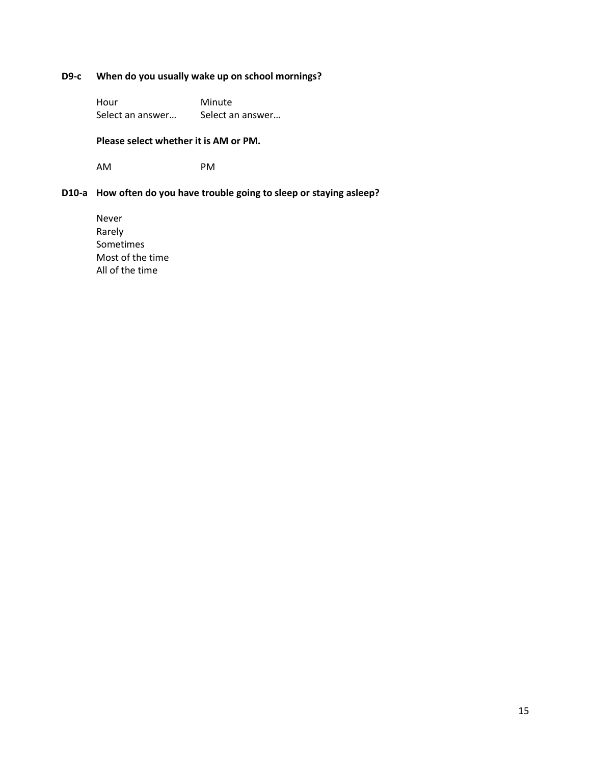**D9-c When do you usually wake up on school mornings?**

| Hour | Minute |
| --- | --- |
| Select an answer… | Select an answer… |

**Please select whether it is AM or PM.**

AM PM

**D10-a How often do you have trouble going to sleep or staying asleep?**

Never
Rarely
Sometimes
Most of the time
All of the time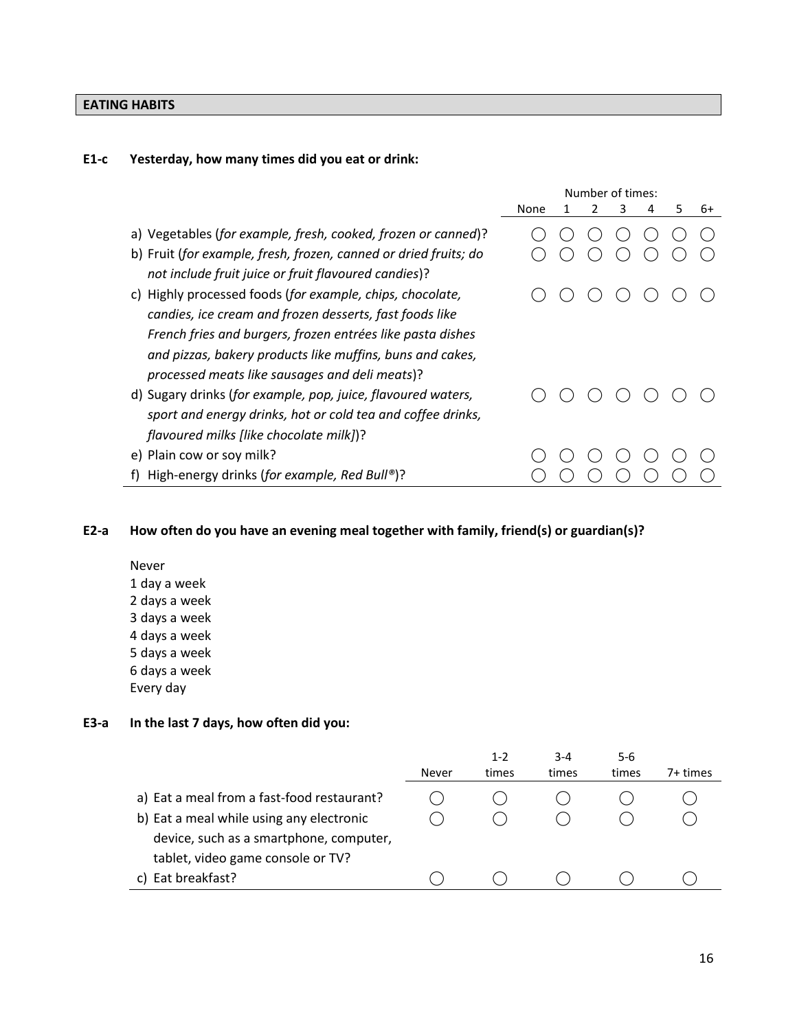## EATING HABITS

**E1-c Yesterday, how many times did you eat or drink:**

| | Number of times: | | | | | | |
|---|---|---|---|---|---|---|---|
| | None | 1 | 2 | 3 | 4 | 5 | 6+ |
| a) Vegetables (*for example, fresh, cooked, frozen or canned*)? | ◯ | ◯ | ◯ | ◯ | ◯ | ◯ | ◯ |
| b) Fruit (*for example, fresh, frozen, canned or dried fruits; do not include fruit juice or fruit flavoured candies*)? | ◯ | ◯ | ◯ | ◯ | ◯ | ◯ | ◯ |
| c) Highly processed foods (*for example, chips, chocolate, candies, ice cream and frozen desserts, fast foods like French fries and burgers, frozen entrées like pasta dishes and pizzas, bakery products like muffins, buns and cakes, processed meats like sausages and deli meats*)? | ◯ | ◯ | ◯ | ◯ | ◯ | ◯ | ◯ |
| d) Sugary drinks (*for example, pop, juice, flavoured waters, sport and energy drinks, hot or cold tea and coffee drinks, flavoured milks [like chocolate milk]*)? | ◯ | ◯ | ◯ | ◯ | ◯ | ◯ | ◯ |
| e) Plain cow or soy milk? | ◯ | ◯ | ◯ | ◯ | ◯ | ◯ | ◯ |
| f) High-energy drinks (*for example, Red Bull®*)? | ◯ | ◯ | ◯ | ◯ | ◯ | ◯ | ◯ |

**E2-a How often do you have an evening meal together with family, friend(s) or guardian(s)?**

Never
1 day a week
2 days a week
3 days a week
4 days a week
5 days a week
6 days a week
Every day

**E3-a In the last 7 days, how often did you:**

| | Never | 1-2 times | 3-4 times | 5-6 times | 7+ times |
|---|---|---|---|---|---|
| a) Eat a meal from a fast-food restaurant? | ◯ | ◯ | ◯ | ◯ | ◯ |
| b) Eat a meal while using any electronic device, such as a smartphone, computer, tablet, video game console or TV? | ◯ | ◯ | ◯ | ◯ | ◯ |
| c) Eat breakfast? | ◯ | ◯ | ◯ | ◯ | ◯ |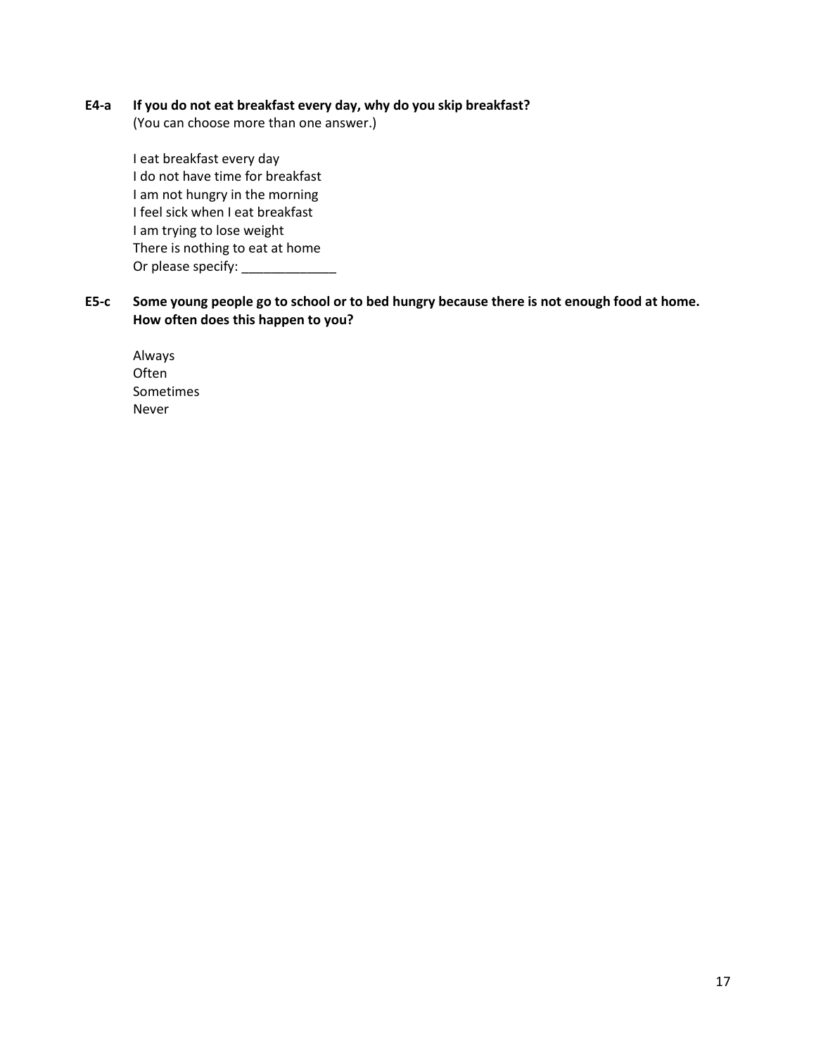**E4-a If you do not eat breakfast every day, why do you skip breakfast?**
(You can choose more than one answer.)

I eat breakfast every day
I do not have time for breakfast
I am not hungry in the morning
I feel sick when I eat breakfast
I am trying to lose weight
There is nothing to eat at home
Or please specify: _____________

**E5-c Some young people go to school or to bed hungry because there is not enough food at home. How often does this happen to you?**

Always
Often
Sometimes
Never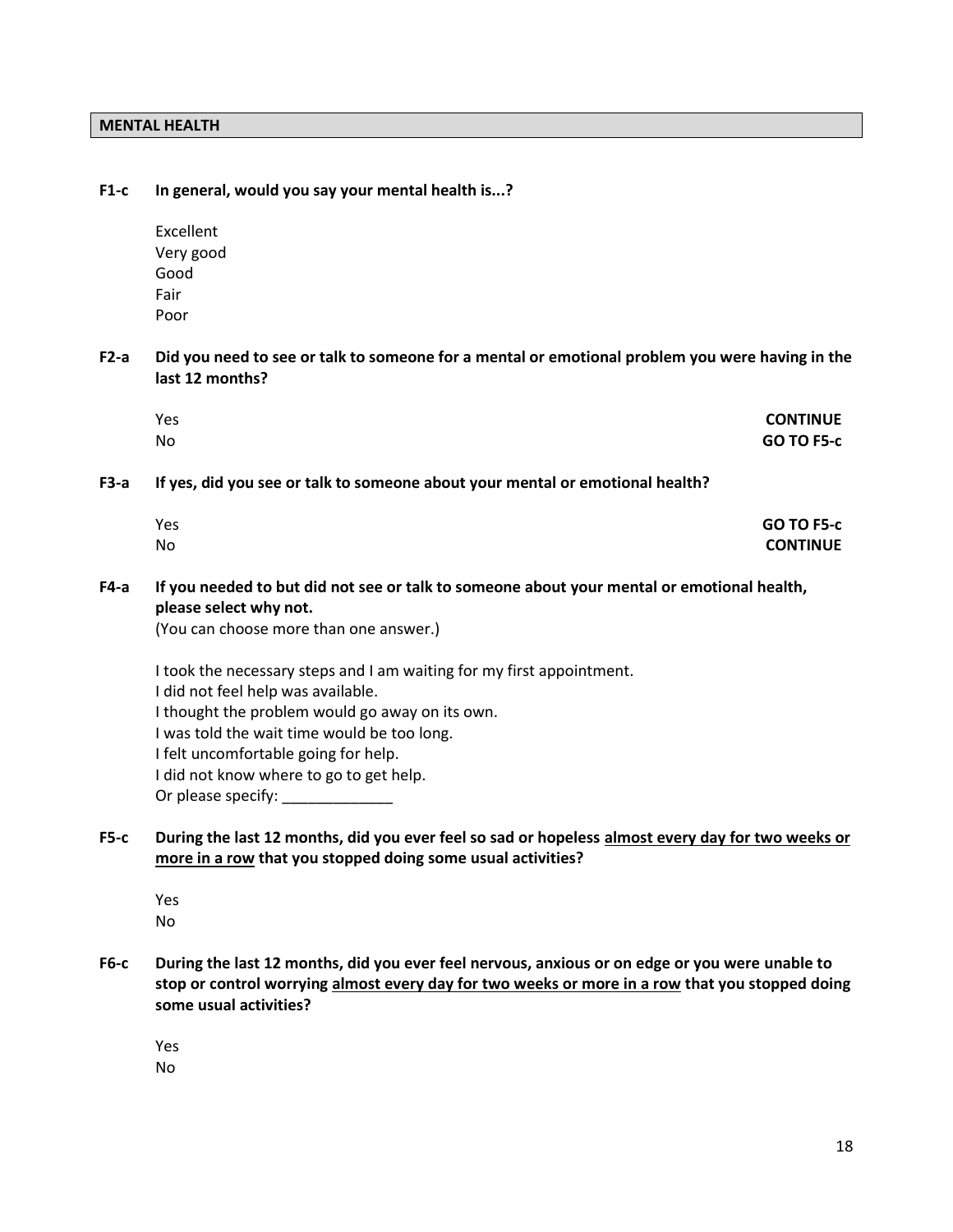## MENTAL HEALTH

**F1-c In general, would you say your mental health is...?**

Excellent
Very good
Good
Fair
Poor

**F2-a Did you need to see or talk to someone for a mental or emotional problem you were having in the last 12 months?**

| | |
|---|---|
| Yes | **CONTINUE** |
| No | **GO TO F5-c** |

**F3-a If yes, did you see or talk to someone about your mental or emotional health?**

| | |
|---|---|
| Yes | **GO TO F5-c** |
| No | **CONTINUE** |

**F4-a If you needed to but did not see or talk to someone about your mental or emotional health, please select why not.**
(You can choose more than one answer.)

I took the necessary steps and I am waiting for my first appointment.
I did not feel help was available.
I thought the problem would go away on its own.
I was told the wait time would be too long.
I felt uncomfortable going for help.
I did not know where to go to get help.
Or please specify: _____________

**F5-c During the last 12 months, did you ever feel so sad or hopeless <u>almost every day for two weeks or more in a row</u> that you stopped doing some usual activities?**

Yes
No

**F6-c During the last 12 months, did you ever feel nervous, anxious or on edge or you were unable to stop or control worrying <u>almost every day for two weeks or more in a row</u> that you stopped doing some usual activities?**

Yes
No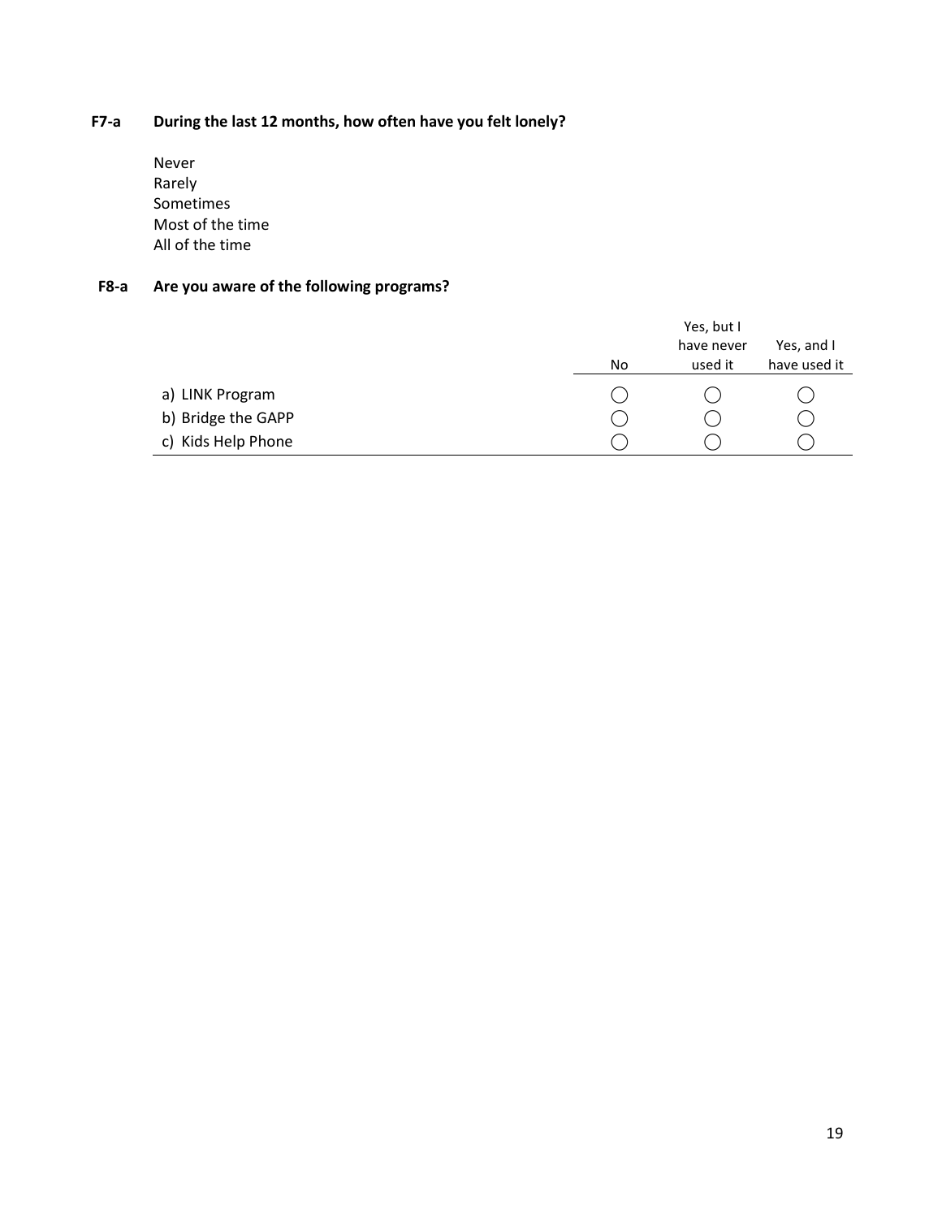**F7-a During the last 12 months, how often have you felt lonely?**

Never
Rarely
Sometimes
Most of the time
All of the time

**F8-a Are you aware of the following programs?**

| | No | Yes, but I have never used it | Yes, and I have used it |
|---|---|---|---|
| a) LINK Program | ◯ | ◯ | ◯ |
| b) Bridge the GAPP | ◯ | ◯ | ◯ |
| c) Kids Help Phone | ◯ | ◯ | ◯ |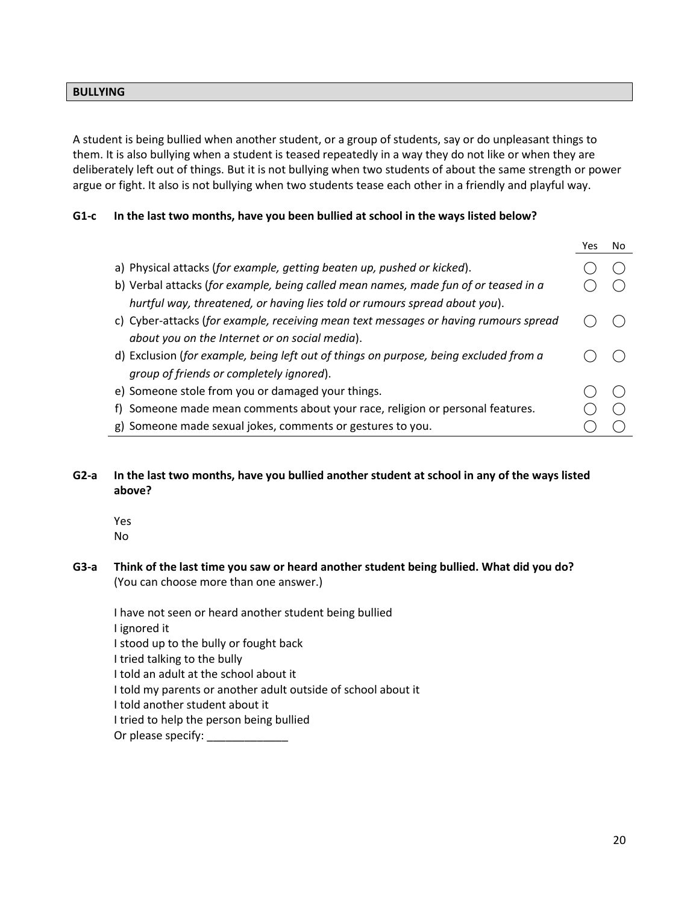## BULLYING

A student is being bullied when another student, or a group of students, say or do unpleasant things to them. It is also bullying when a student is teased repeatedly in a way they do not like or when they are deliberately left out of things. But it is not bullying when two students of about the same strength or power argue or fight. It also is not bullying when two students tease each other in a friendly and playful way.

**G1-c In the last two months, have you been bullied at school in the ways listed below?**

| | Yes | No |
|---|---|---|
| a) Physical attacks (*for example, getting beaten up, pushed or kicked*). | ◯ | ◯ |
| b) Verbal attacks (*for example, being called mean names, made fun of or teased in a hurtful way, threatened, or having lies told or rumours spread about you*). | ◯ | ◯ |
| c) Cyber-attacks (*for example, receiving mean text messages or having rumours spread about you on the Internet or on social media*). | ◯ | ◯ |
| d) Exclusion (*for example, being left out of things on purpose, being excluded from a group of friends or completely ignored*). | ◯ | ◯ |
| e) Someone stole from you or damaged your things. | ◯ | ◯ |
| f) Someone made mean comments about your race, religion or personal features. | ◯ | ◯ |
| g) Someone made sexual jokes, comments or gestures to you. | ◯ | ◯ |

**G2-a In the last two months, have you bullied another student at school in any of the ways listed above?**

Yes
No

**G3-a Think of the last time you saw or heard another student being bullied. What did you do?** (You can choose more than one answer.)

I have not seen or heard another student being bullied
I ignored it
I stood up to the bully or fought back
I tried talking to the bully
I told an adult at the school about it
I told my parents or another adult outside of school about it
I told another student about it
I tried to help the person being bullied
Or please specify: _____________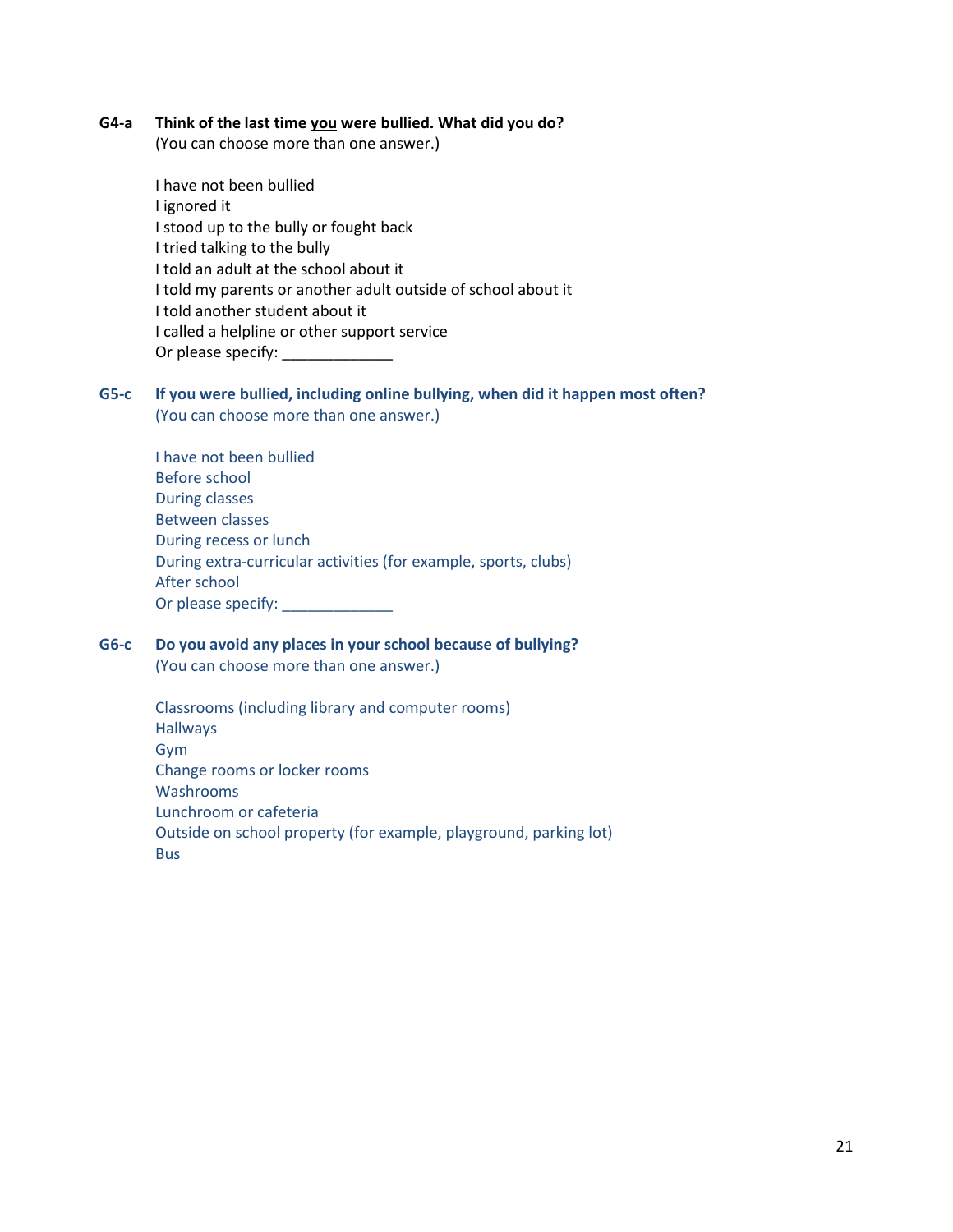**G4-a Think of the last time <u>you</u> were bullied. What did you do?**
(You can choose more than one answer.)

I have not been bullied
I ignored it
I stood up to the bully or fought back
I tried talking to the bully
I told an adult at the school about it
I told my parents or another adult outside of school about it
I told another student about it
I called a helpline or other support service
Or please specify: _____________

**G5-c If <u>you</u> were bullied, including online bullying, when did it happen most often?**
(You can choose more than one answer.)

I have not been bullied
Before school
During classes
Between classes
During recess or lunch
During extra-curricular activities (for example, sports, clubs)
After school
Or please specify: _____________

**G6-c Do you avoid any places in your school because of bullying?**
(You can choose more than one answer.)

Classrooms (including library and computer rooms)
Hallways
Gym
Change rooms or locker rooms
Washrooms
Lunchroom or cafeteria
Outside on school property (for example, playground, parking lot)
Bus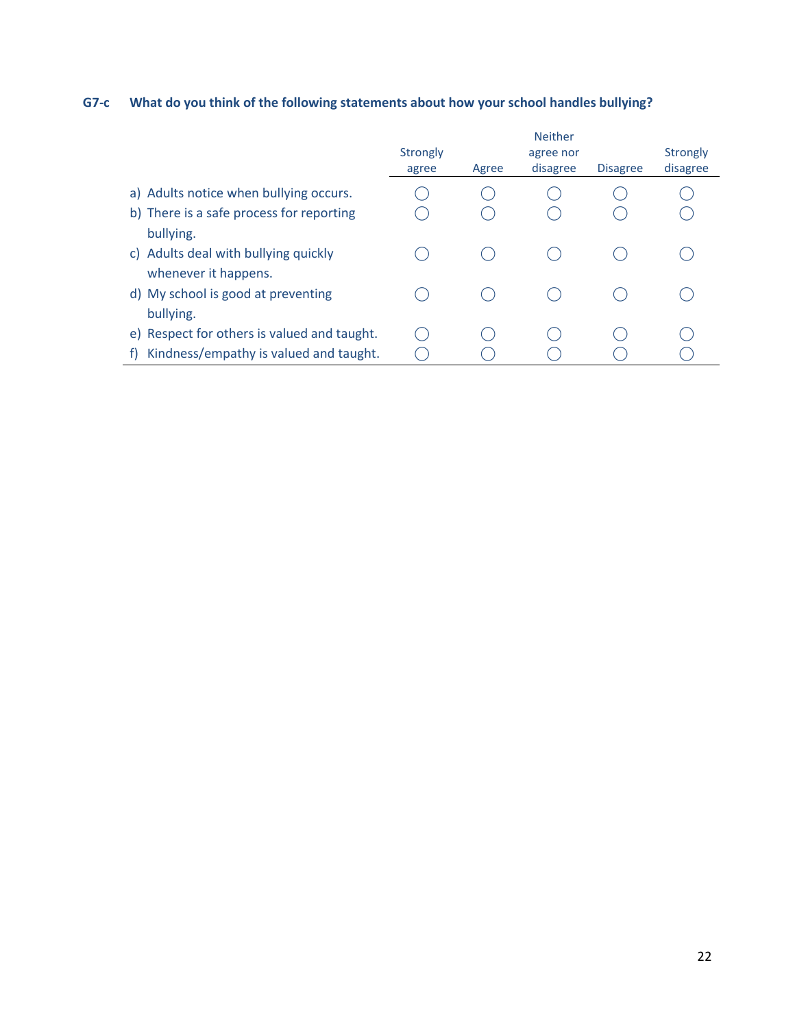**G7-c What do you think of the following statements about how your school handles bullying?**

| | Strongly agree | Agree | Neither agree nor disagree | Disagree | Strongly disagree |
|---|---|---|---|---|---|
| a) Adults notice when bullying occurs. | ◯ | ◯ | ◯ | ◯ | ◯ |
| b) There is a safe process for reporting bullying. | ◯ | ◯ | ◯ | ◯ | ◯ |
| c) Adults deal with bullying quickly whenever it happens. | ◯ | ◯ | ◯ | ◯ | ◯ |
| d) My school is good at preventing bullying. | ◯ | ◯ | ◯ | ◯ | ◯ |
| e) Respect for others is valued and taught. | ◯ | ◯ | ◯ | ◯ | ◯ |
| f) Kindness/empathy is valued and taught. | ◯ | ◯ | ◯ | ◯ | ◯ |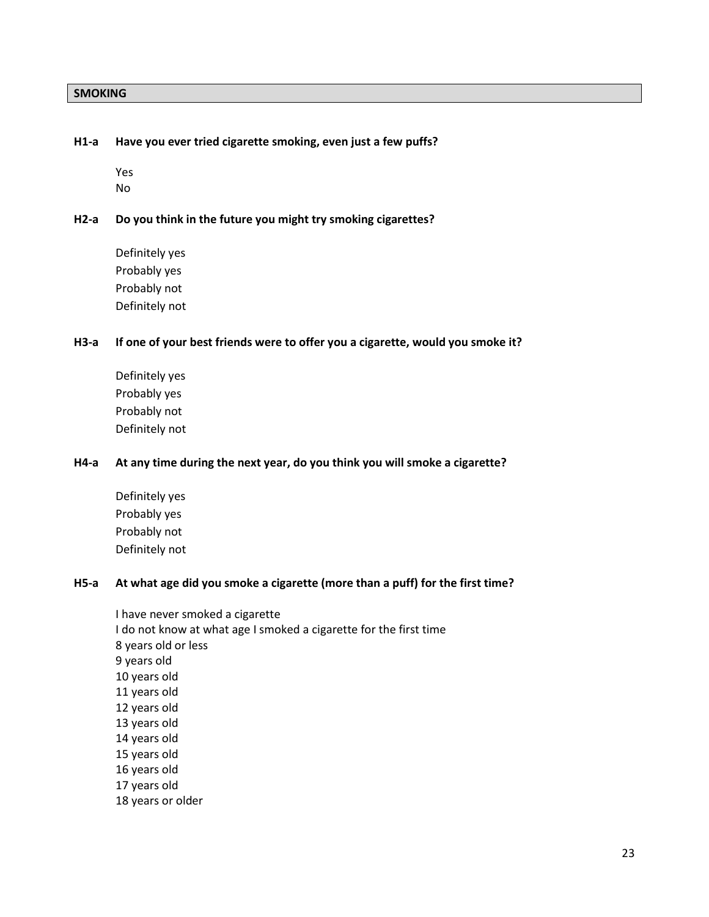## SMOKING

**H1-a Have you ever tried cigarette smoking, even just a few puffs?**

Yes
No

**H2-a Do you think in the future you might try smoking cigarettes?**

Definitely yes
Probably yes
Probably not
Definitely not

**H3-a If one of your best friends were to offer you a cigarette, would you smoke it?**

Definitely yes
Probably yes
Probably not
Definitely not

**H4-a At any time during the next year, do you think you will smoke a cigarette?**

Definitely yes
Probably yes
Probably not
Definitely not

**H5-a At what age did you smoke a cigarette (more than a puff) for the first time?**

I have never smoked a cigarette
I do not know at what age I smoked a cigarette for the first time
8 years old or less
9 years old
10 years old
11 years old
12 years old
13 years old
14 years old
15 years old
16 years old
17 years old
18 years or older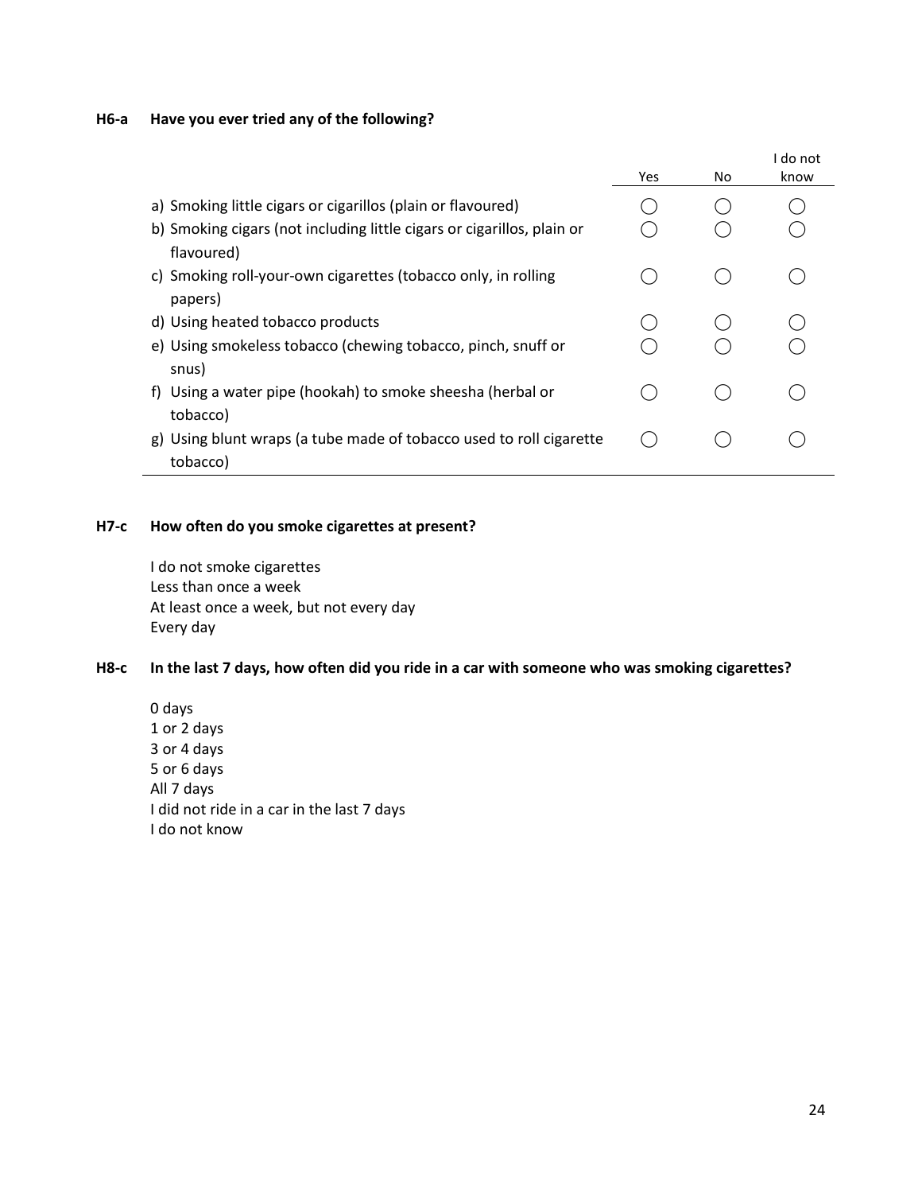**H6-a Have you ever tried any of the following?**

| | Yes | No | I do not know |
|---|---|---|---|
| a) Smoking little cigars or cigarillos (plain or flavoured) | ◯ | ◯ | ◯ |
| b) Smoking cigars (not including little cigars or cigarillos, plain or flavoured) | ◯ | ◯ | ◯ |
| c) Smoking roll-your-own cigarettes (tobacco only, in rolling papers) | ◯ | ◯ | ◯ |
| d) Using heated tobacco products | ◯ | ◯ | ◯ |
| e) Using smokeless tobacco (chewing tobacco, pinch, snuff or snus) | ◯ | ◯ | ◯ |
| f) Using a water pipe (hookah) to smoke sheesha (herbal or tobacco) | ◯ | ◯ | ◯ |
| g) Using blunt wraps (a tube made of tobacco used to roll cigarette tobacco) | ◯ | ◯ | ◯ |

**H7-c How often do you smoke cigarettes at present?**

I do not smoke cigarettes
Less than once a week
At least once a week, but not every day
Every day

**H8-c In the last 7 days, how often did you ride in a car with someone who was smoking cigarettes?**

0 days
1 or 2 days
3 or 4 days
5 or 6 days
All 7 days
I did not ride in a car in the last 7 days
I do not know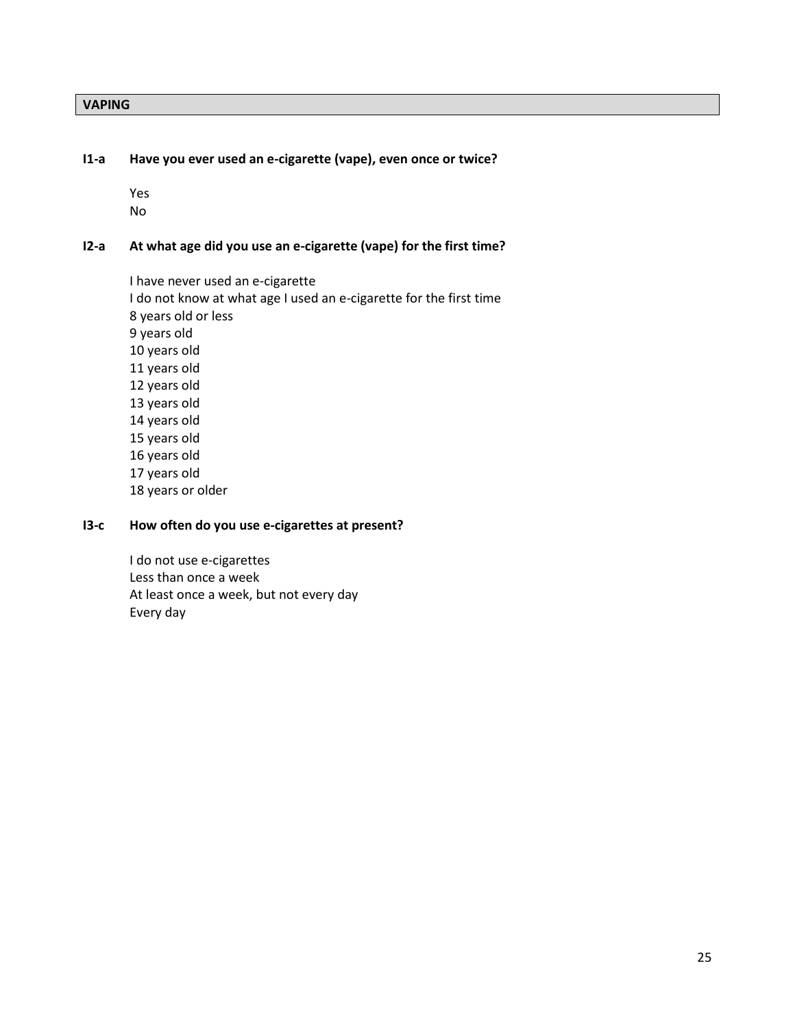## VAPING

**I1-a Have you ever used an e-cigarette (vape), even once or twice?**

Yes
No

**I2-a At what age did you use an e-cigarette (vape) for the first time?**

I have never used an e-cigarette
I do not know at what age I used an e-cigarette for the first time
8 years old or less
9 years old
10 years old
11 years old
12 years old
13 years old
14 years old
15 years old
16 years old
17 years old
18 years or older

**I3-c How often do you use e-cigarettes at present?**

I do not use e-cigarettes
Less than once a week
At least once a week, but not every day
Every day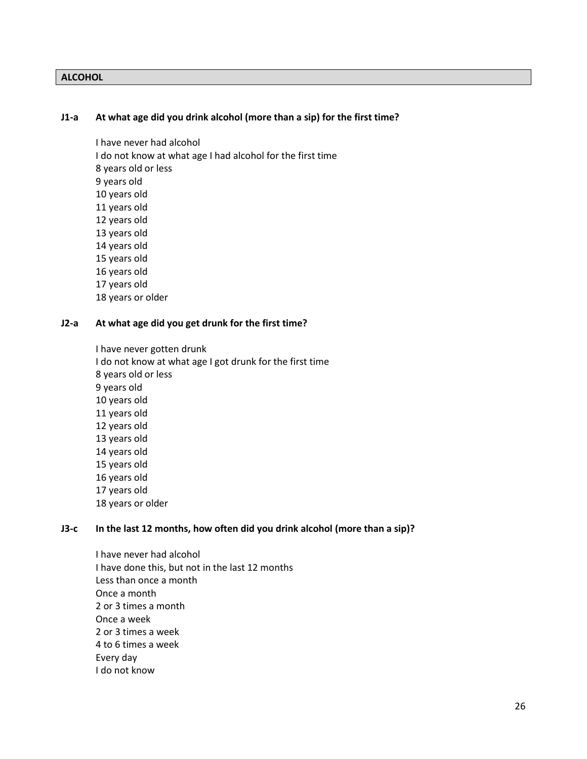## ALCOHOL

**J1-a At what age did you drink alcohol (more than a sip) for the first time?**

I have never had alcohol
I do not know at what age I had alcohol for the first time
8 years old or less
9 years old
10 years old
11 years old
12 years old
13 years old
14 years old
15 years old
16 years old
17 years old
18 years or older

**J2-a At what age did you get drunk for the first time?**

I have never gotten drunk
I do not know at what age I got drunk for the first time
8 years old or less
9 years old
10 years old
11 years old
12 years old
13 years old
14 years old
15 years old
16 years old
17 years old
18 years or older

**J3-c In the last 12 months, how often did you drink alcohol (more than a sip)?**

I have never had alcohol
I have done this, but not in the last 12 months
Less than once a month
Once a month
2 or 3 times a month
Once a week
2 or 3 times a week
4 to 6 times a week
Every day
I do not know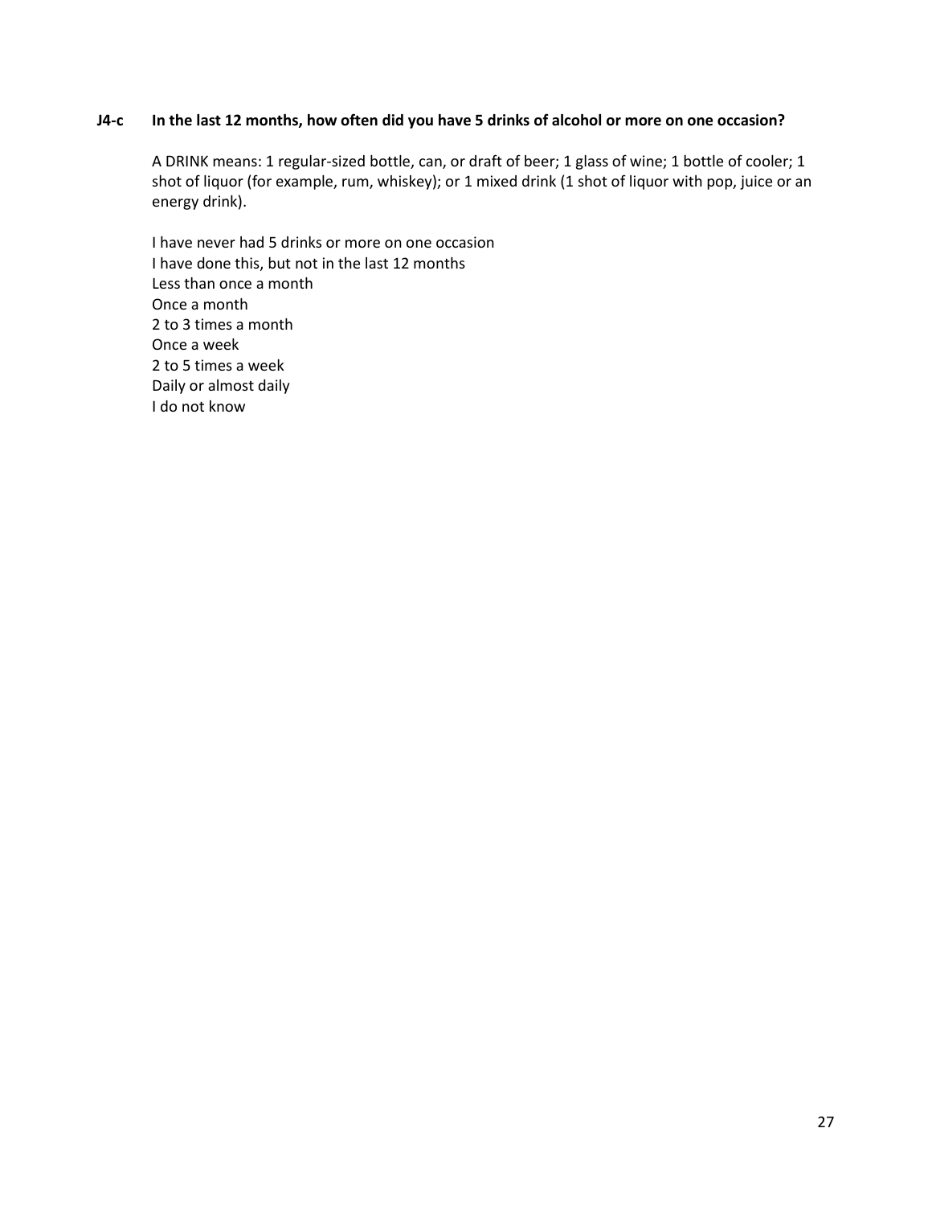**J4-c In the last 12 months, how often did you have 5 drinks of alcohol or more on one occasion?**

A DRINK means: 1 regular-sized bottle, can, or draft of beer; 1 glass of wine; 1 bottle of cooler; 1 shot of liquor (for example, rum, whiskey); or 1 mixed drink (1 shot of liquor with pop, juice or an energy drink).

I have never had 5 drinks or more on one occasion
I have done this, but not in the last 12 months
Less than once a month
Once a month
2 to 3 times a month
Once a week
2 to 5 times a week
Daily or almost daily
I do not know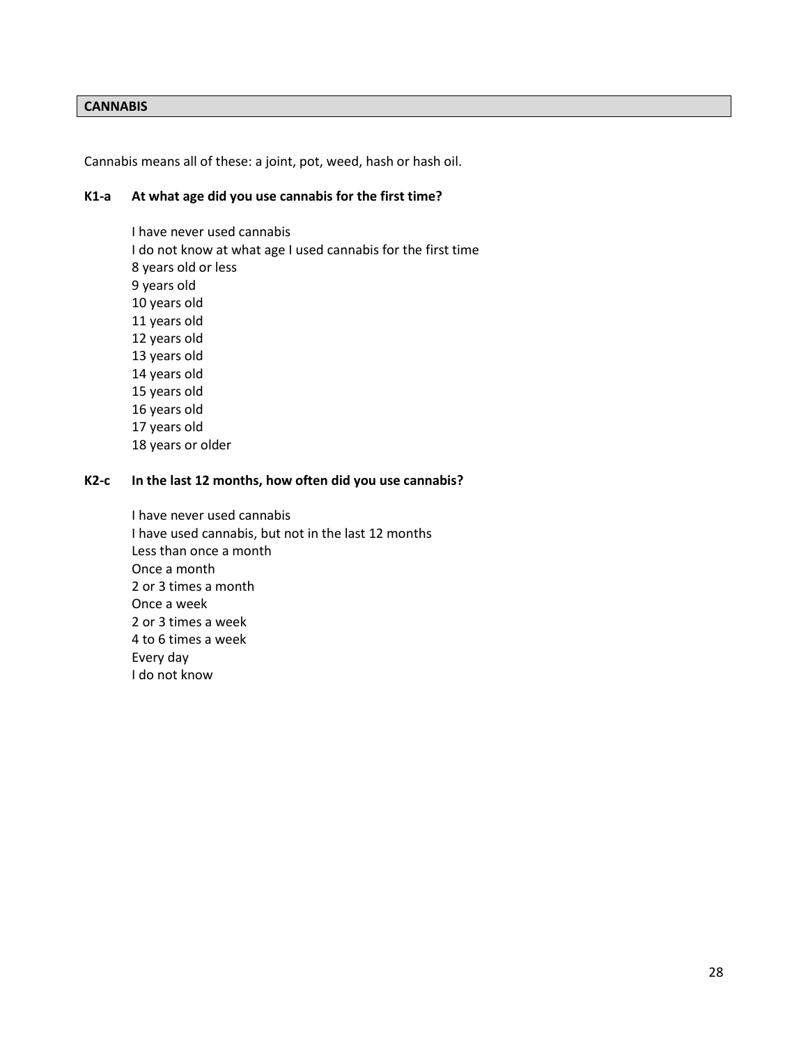## CANNABIS

Cannabis means all of these: a joint, pot, weed, hash or hash oil.

**K1-a At what age did you use cannabis for the first time?**

I have never used cannabis
I do not know at what age I used cannabis for the first time
8 years old or less
9 years old
10 years old
11 years old
12 years old
13 years old
14 years old
15 years old
16 years old
17 years old
18 years or older

**K2-c In the last 12 months, how often did you use cannabis?**

I have never used cannabis
I have used cannabis, but not in the last 12 months
Less than once a month
Once a month
2 or 3 times a month
Once a week
2 or 3 times a week
4 to 6 times a week
Every day
I do not know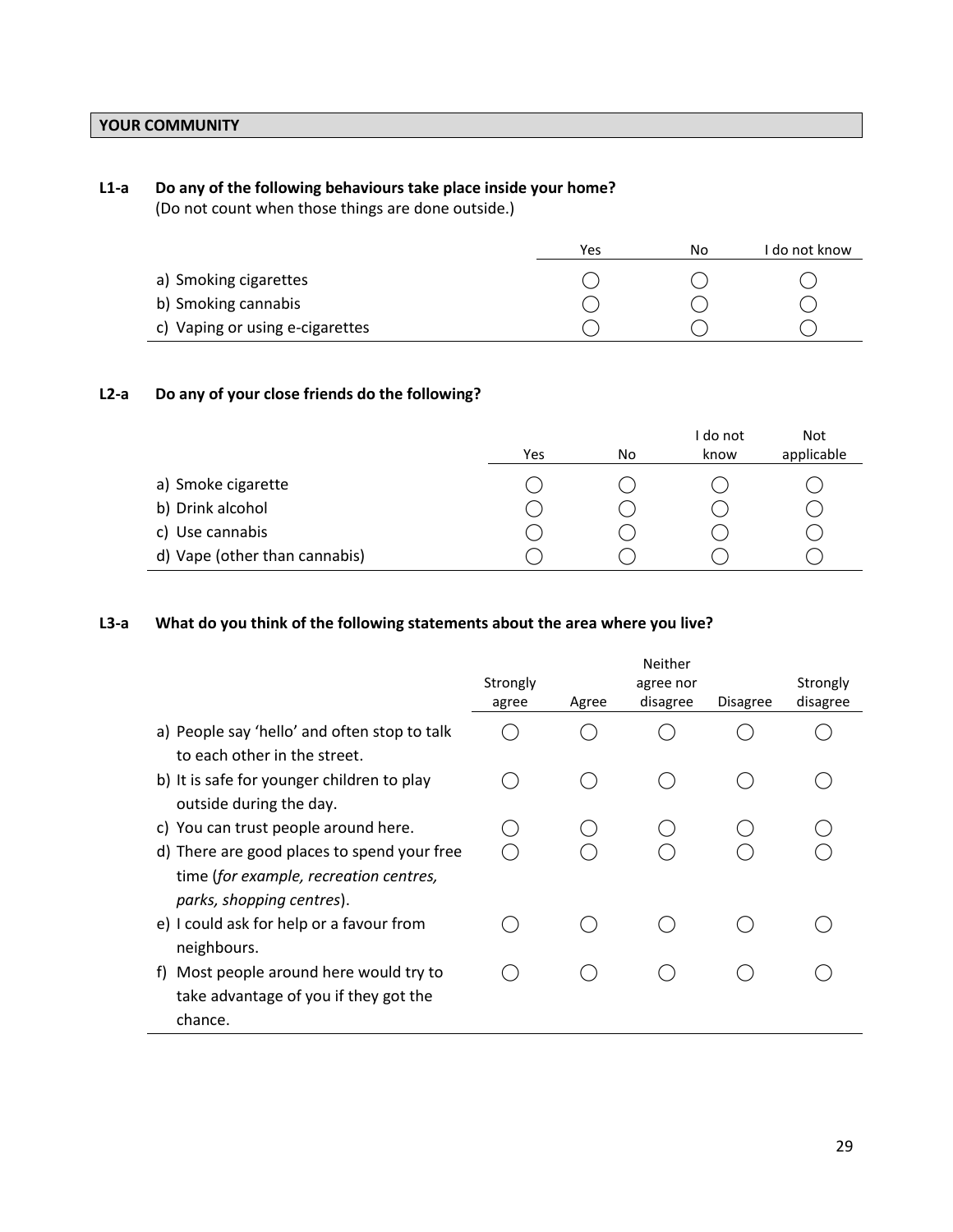## YOUR COMMUNITY

**L1-a Do any of the following behaviours take place inside your home?**
(Do not count when those things are done outside.)

| | Yes | No | I do not know |
|---|---|---|---|
| a) Smoking cigarettes | ◯ | ◯ | ◯ |
| b) Smoking cannabis | ◯ | ◯ | ◯ |
| c) Vaping or using e-cigarettes | ◯ | ◯ | ◯ |

**L2-a Do any of your close friends do the following?**

| | Yes | No | I do not know | Not applicable |
|---|---|---|---|---|
| a) Smoke cigarette | ◯ | ◯ | ◯ | ◯ |
| b) Drink alcohol | ◯ | ◯ | ◯ | ◯ |
| c) Use cannabis | ◯ | ◯ | ◯ | ◯ |
| d) Vape (other than cannabis) | ◯ | ◯ | ◯ | ◯ |

**L3-a What do you think of the following statements about the area where you live?**

| | Strongly agree | Agree | Neither agree nor disagree | Disagree | Strongly disagree |
|---|---|---|---|---|---|
| a) People say 'hello' and often stop to talk to each other in the street. | ◯ | ◯ | ◯ | ◯ | ◯ |
| b) It is safe for younger children to play outside during the day. | ◯ | ◯ | ◯ | ◯ | ◯ |
| c) You can trust people around here. | ◯ | ◯ | ◯ | ◯ | ◯ |
| d) There are good places to spend your free time (*for example, recreation centres, parks, shopping centres*). | ◯ | ◯ | ◯ | ◯ | ◯ |
| e) I could ask for help or a favour from neighbours. | ◯ | ◯ | ◯ | ◯ | ◯ |
| f) Most people around here would try to take advantage of you if they got the chance. | ◯ | ◯ | ◯ | ◯ | ◯ |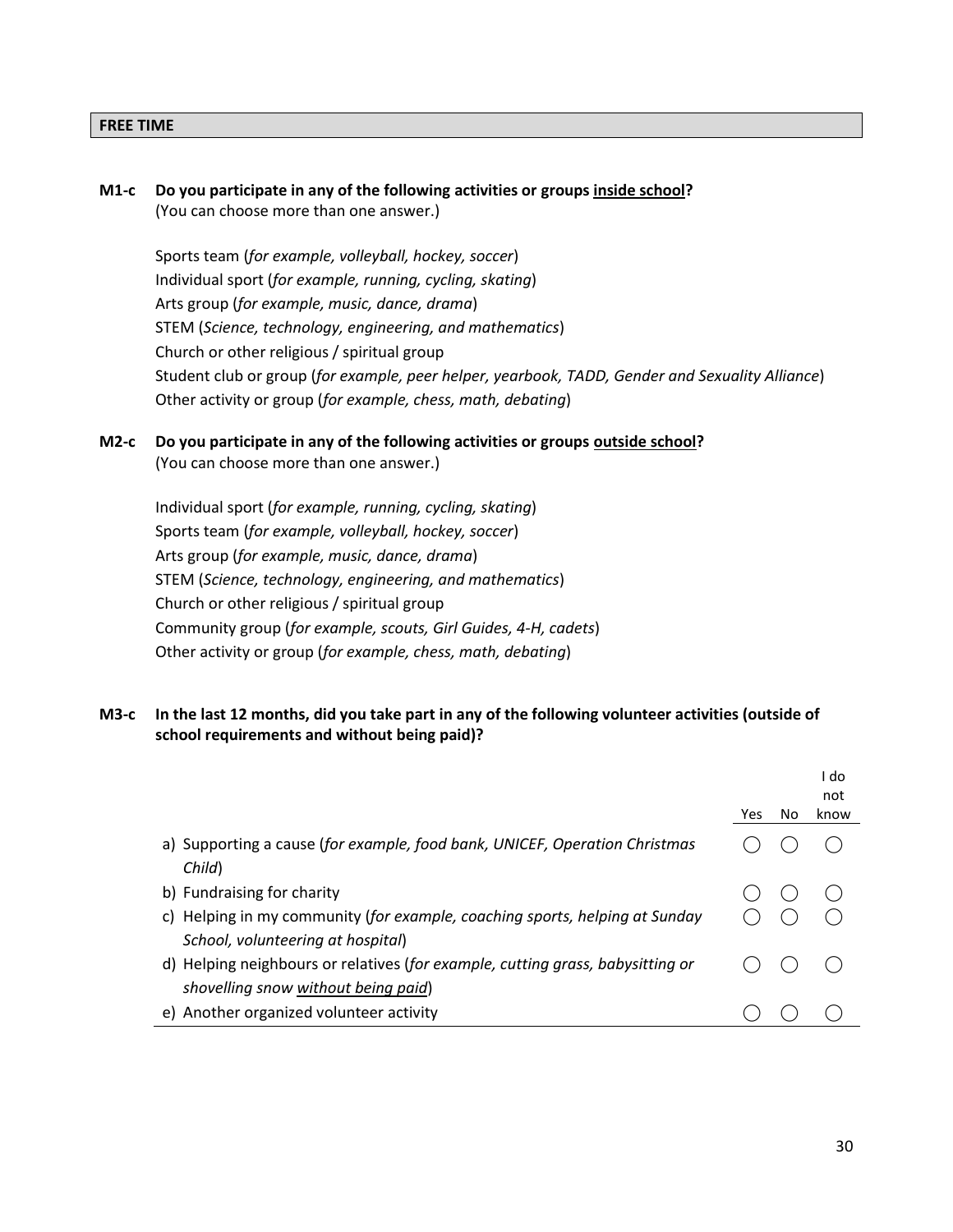## FREE TIME

**M1-c Do you participate in any of the following activities or groups <u>inside school</u>?**
(You can choose more than one answer.)

Sports team (*for example, volleyball, hockey, soccer*)
Individual sport (*for example, running, cycling, skating*)
Arts group (*for example, music, dance, drama*)
STEM (*Science, technology, engineering, and mathematics*)
Church or other religious / spiritual group
Student club or group (*for example, peer helper, yearbook, TADD, Gender and Sexuality Alliance*)
Other activity or group (*for example, chess, math, debating*)

**M2-c Do you participate in any of the following activities or groups <u>outside school</u>?**
(You can choose more than one answer.)

Individual sport (*for example, running, cycling, skating*)
Sports team (*for example, volleyball, hockey, soccer*)
Arts group (*for example, music, dance, drama*)
STEM (*Science, technology, engineering, and mathematics*)
Church or other religious / spiritual group
Community group (*for example, scouts, Girl Guides, 4-H, cadets*)
Other activity or group (*for example, chess, math, debating*)

**M3-c In the last 12 months, did you take part in any of the following volunteer activities (outside of school requirements and without being paid)?**

| | Yes | No | I do not know |
|---|---|---|---|
| a) Supporting a cause (*for example, food bank, UNICEF, Operation Christmas Child*) | ◯ | ◯ | ◯ |
| b) Fundraising for charity | ◯ | ◯ | ◯ |
| c) Helping in my community (*for example, coaching sports, helping at Sunday School, volunteering at hospital*) | ◯ | ◯ | ◯ |
| d) Helping neighbours or relatives (*for example, cutting grass, babysitting or shovelling snow <u>without being paid</u>*) | ◯ | ◯ | ◯ |
| e) Another organized volunteer activity | ◯ | ◯ | ◯ |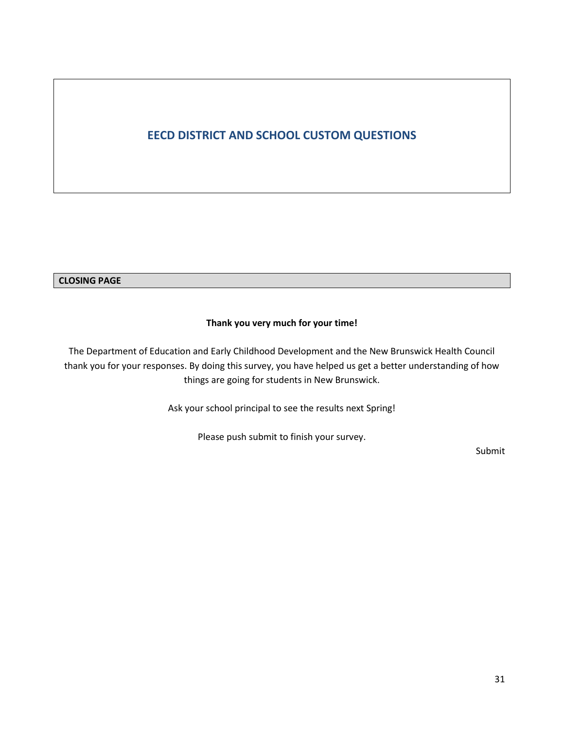## EECD DISTRICT AND SCHOOL CUSTOM QUESTIONS

### CLOSING PAGE

**Thank you very much for your time!**

The Department of Education and Early Childhood Development and the New Brunswick Health Council thank you for your responses. By doing this survey, you have helped us get a better understanding of how things are going for students in New Brunswick.

Ask your school principal to see the results next Spring!

Please push submit to finish your survey.

Submit